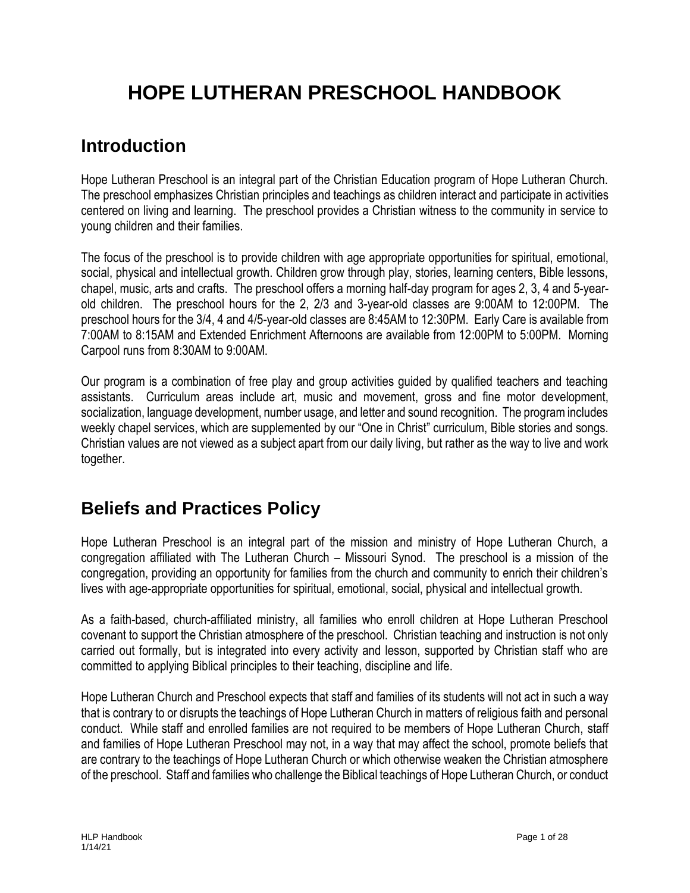# HOPE LUTHERAN PRESCHOOL HANDBOOK

## Introduction

Hope Lutheran Preschool is an integral part of the Christian Education program of Hope Lutheran Church. The preschool emphasizes Christian principles and teachings as children interact and participate in activities centered on living and learning. The preschool provides a Christian witness to the community in service to young children and their families.

The focus of the preschool is to provide children with age appropriate opportunities for spiritual, emotional, social, physical and intellectual growth. Children grow through play, stories, learning centers, Bible lessons, chapel, music, arts and crafts. The preschool offers a morning half-day program for ages 2, 3, 4 and 5-year-old children. The preschool hours for the 2, 2/3 and 3-year-old classes are 9:00AM to 12:00PM. The preschool hours for the 3/4, 4 and 4/5-year-old classes are 8:45AM to 12:30PM. Early Care is available from 7:00AM to 8:15AM and Extended Enrichment Afternoons are available from 12:00PM to 5:00PM. Morning Carpool runs from 8:30AM to 9:00AM.

Our program is a combination of free play and group activities guided by qualified teachers and teaching assistants. Curriculum areas include art, music and movement, gross and fine motor development, socialization, language development, number usage, and letter and sound recognition. The program includes weekly chapel services, which are supplemented by our "One in Christ" curriculum, Bible stories and songs. Christian values are not viewed as a subject apart from our daily living, but rather as the way to live and work together.

## Beliefs and Practices Policy

Hope Lutheran Preschool is an integral part of the mission and ministry of Hope Lutheran Church, a congregation affiliated with The Lutheran Church – Missouri Synod. The preschool is a mission of the congregation, providing an opportunity for families from the church and community to enrich their children's lives with age-appropriate opportunities for spiritual, emotional, social, physical and intellectual growth.

As a faith-based, church-affiliated ministry, all families who enroll children at Hope Lutheran Preschool covenant to support the Christian atmosphere of the preschool. Christian teaching and instruction is not only carried out formally, but is integrated into every activity and lesson, supported by Christian staff who are committed to applying Biblical principles to their teaching, discipline and life.

Hope Lutheran Church and Preschool expects that staff and families of its students will not act in such a way that is contrary to or disrupts the teachings of Hope Lutheran Church in matters of religious faith and personal conduct. While staff and enrolled families are not required to be members of Hope Lutheran Church, staff and families of Hope Lutheran Preschool may not, in a way that may affect the school, promote beliefs that are contrary to the teachings of Hope Lutheran Church or which otherwise weaken the Christian atmosphere of the preschool. Staff and families who challenge the Biblical teachings of Hope Lutheran Church, or conduct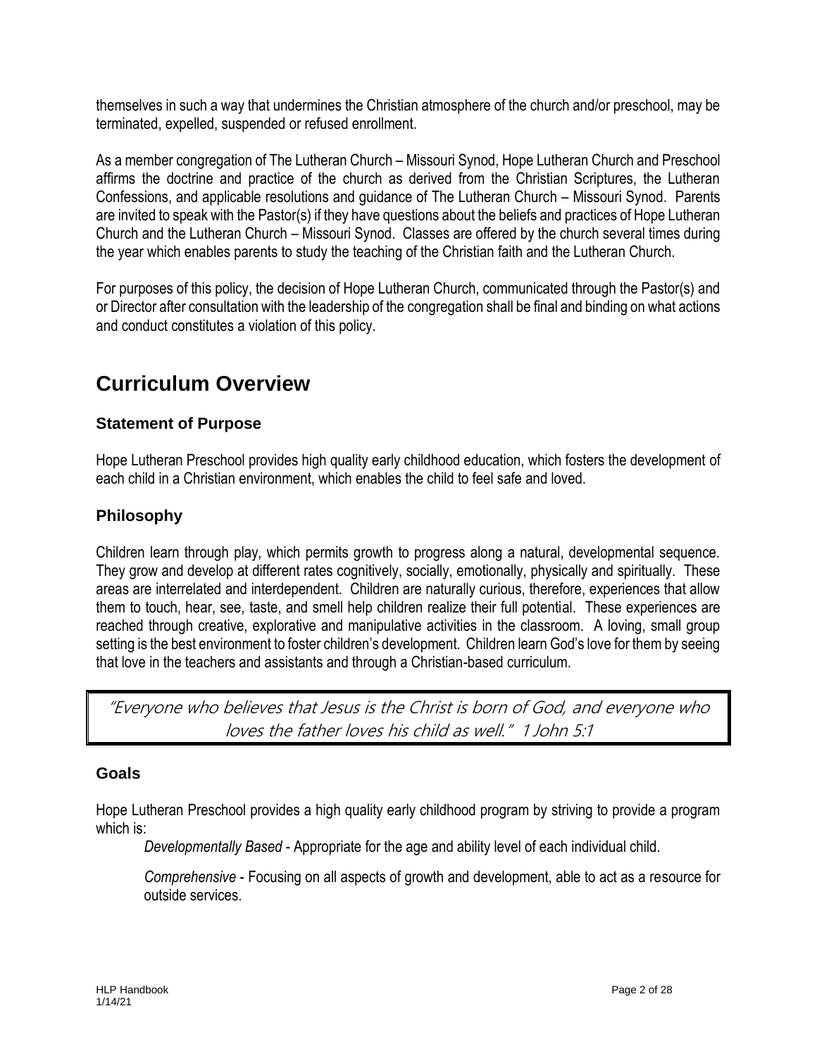themselves in such a way that undermines the Christian atmosphere of the church and/or preschool, may be terminated, expelled, suspended or refused enrollment.

As a member congregation of The Lutheran Church – Missouri Synod, Hope Lutheran Church and Preschool affirms the doctrine and practice of the church as derived from the Christian Scriptures, the Lutheran Confessions, and applicable resolutions and guidance of The Lutheran Church – Missouri Synod. Parents are invited to speak with the Pastor(s) if they have questions about the beliefs and practices of Hope Lutheran Church and the Lutheran Church – Missouri Synod. Classes are offered by the church several times during the year which enables parents to study the teaching of the Christian faith and the Lutheran Church.

For purposes of this policy, the decision of Hope Lutheran Church, communicated through the Pastor(s) and or Director after consultation with the leadership of the congregation shall be final and binding on what actions and conduct constitutes a violation of this policy.

# Curriculum Overview

### Statement of Purpose

Hope Lutheran Preschool provides high quality early childhood education, which fosters the development of each child in a Christian environment, which enables the child to feel safe and loved.

### Philosophy

Children learn through play, which permits growth to progress along a natural, developmental sequence. They grow and develop at different rates cognitively, socially, emotionally, physically and spiritually. These areas are interrelated and interdependent. Children are naturally curious, therefore, experiences that allow them to touch, hear, see, taste, and smell help children realize their full potential. These experiences are reached through creative, explorative and manipulative activities in the classroom. A loving, small group setting is the best environment to foster children's development. Children learn God's love for them by seeing that love in the teachers and assistants and through a Christian-based curriculum.

> "Everyone who believes that Jesus is the Christ is born of God, and everyone who loves the father loves his child as well." 1 John 5:1

### Goals

Hope Lutheran Preschool provides a high quality early childhood program by striving to provide a program which is:

*Developmentally Based* - Appropriate for the age and ability level of each individual child.

*Comprehensive* - Focusing on all aspects of growth and development, able to act as a resource for outside services.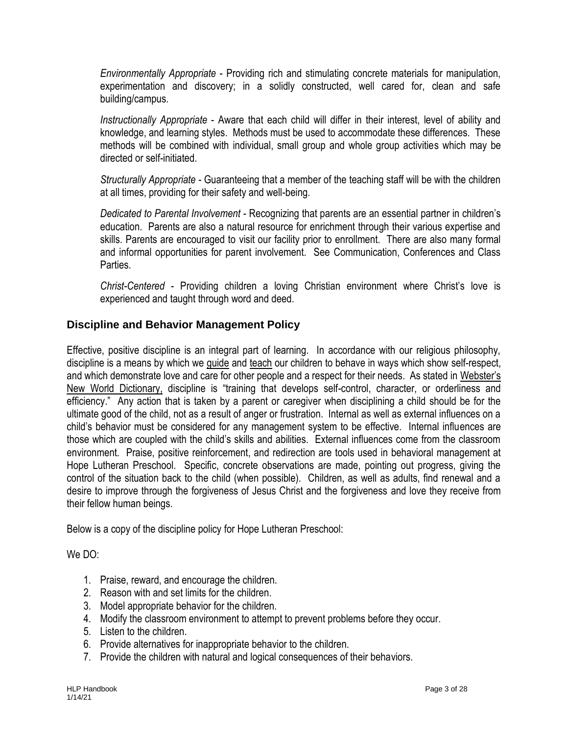*Environmentally Appropriate* - Providing rich and stimulating concrete materials for manipulation, experimentation and discovery; in a solidly constructed, well cared for, clean and safe building/campus.

*Instructionally Appropriate* - Aware that each child will differ in their interest, level of ability and knowledge, and learning styles. Methods must be used to accommodate these differences. These methods will be combined with individual, small group and whole group activities which may be directed or self-initiated.

*Structurally Appropriate* - Guaranteeing that a member of the teaching staff will be with the children at all times, providing for their safety and well-being.

*Dedicated to Parental Involvement* - Recognizing that parents are an essential partner in children's education. Parents are also a natural resource for enrichment through their various expertise and skills. Parents are encouraged to visit our facility prior to enrollment. There are also many formal and informal opportunities for parent involvement. See Communication, Conferences and Class Parties.

*Christ-Centered* - Providing children a loving Christian environment where Christ's love is experienced and taught through word and deed.

## Discipline and Behavior Management Policy

Effective, positive discipline is an integral part of learning. In accordance with our religious philosophy, discipline is a means by which we guide and teach our children to behave in ways which show self-respect, and which demonstrate love and care for other people and a respect for their needs. As stated in Webster's New World Dictionary, discipline is "training that develops self-control, character, or orderliness and efficiency." Any action that is taken by a parent or caregiver when disciplining a child should be for the ultimate good of the child, not as a result of anger or frustration. Internal as well as external influences on a child's behavior must be considered for any management system to be effective. Internal influences are those which are coupled with the child's skills and abilities. External influences come from the classroom environment. Praise, positive reinforcement, and redirection are tools used in behavioral management at Hope Lutheran Preschool. Specific, concrete observations are made, pointing out progress, giving the control of the situation back to the child (when possible). Children, as well as adults, find renewal and a desire to improve through the forgiveness of Jesus Christ and the forgiveness and love they receive from their fellow human beings.

Below is a copy of the discipline policy for Hope Lutheran Preschool:

We DO:

1. Praise, reward, and encourage the children.
2. Reason with and set limits for the children.
3. Model appropriate behavior for the children.
4. Modify the classroom environment to attempt to prevent problems before they occur.
5. Listen to the children.
6. Provide alternatives for inappropriate behavior to the children.
7. Provide the children with natural and logical consequences of their behaviors.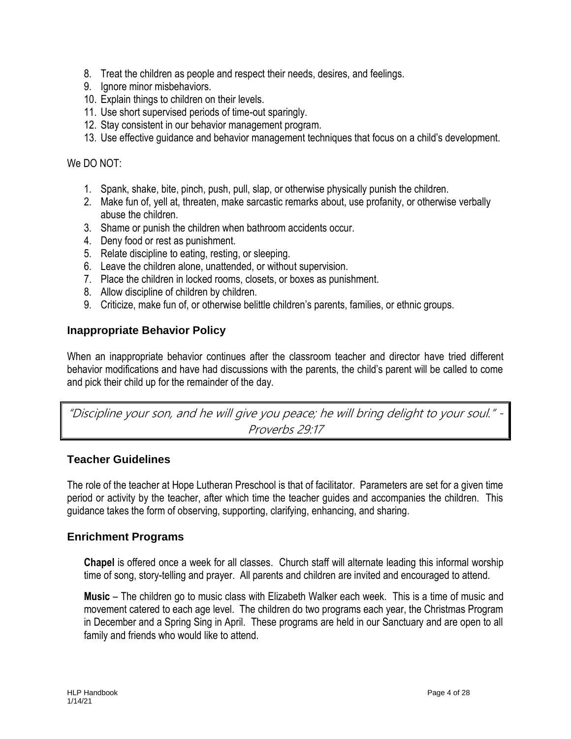8. Treat the children as people and respect their needs, desires, and feelings.
9. Ignore minor misbehaviors.
10. Explain things to children on their levels.
11. Use short supervised periods of time-out sparingly.
12. Stay consistent in our behavior management program.
13. Use effective guidance and behavior management techniques that focus on a child's development.

We DO NOT:

1. Spank, shake, bite, pinch, push, pull, slap, or otherwise physically punish the children.
2. Make fun of, yell at, threaten, make sarcastic remarks about, use profanity, or otherwise verbally abuse the children.
3. Shame or punish the children when bathroom accidents occur.
4. Deny food or rest as punishment.
5. Relate discipline to eating, resting, or sleeping.
6. Leave the children alone, unattended, or without supervision.
7. Place the children in locked rooms, closets, or boxes as punishment.
8. Allow discipline of children by children.
9. Criticize, make fun of, or otherwise belittle children's parents, families, or ethnic groups.

## Inappropriate Behavior Policy

When an inappropriate behavior continues after the classroom teacher and director have tried different behavior modifications and have had discussions with the parents, the child's parent will be called to come and pick their child up for the remainder of the day.

> *"Discipline your son, and he will give you peace; he will bring delight to your soul." - Proverbs 29:17*

## Teacher Guidelines

The role of the teacher at Hope Lutheran Preschool is that of facilitator. Parameters are set for a given time period or activity by the teacher, after which time the teacher guides and accompanies the children. This guidance takes the form of observing, supporting, clarifying, enhancing, and sharing.

## Enrichment Programs

**Chapel** is offered once a week for all classes. Church staff will alternate leading this informal worship time of song, story-telling and prayer. All parents and children are invited and encouraged to attend.

**Music** – The children go to music class with Elizabeth Walker each week. This is a time of music and movement catered to each age level. The children do two programs each year, the Christmas Program in December and a Spring Sing in April. These programs are held in our Sanctuary and are open to all family and friends who would like to attend.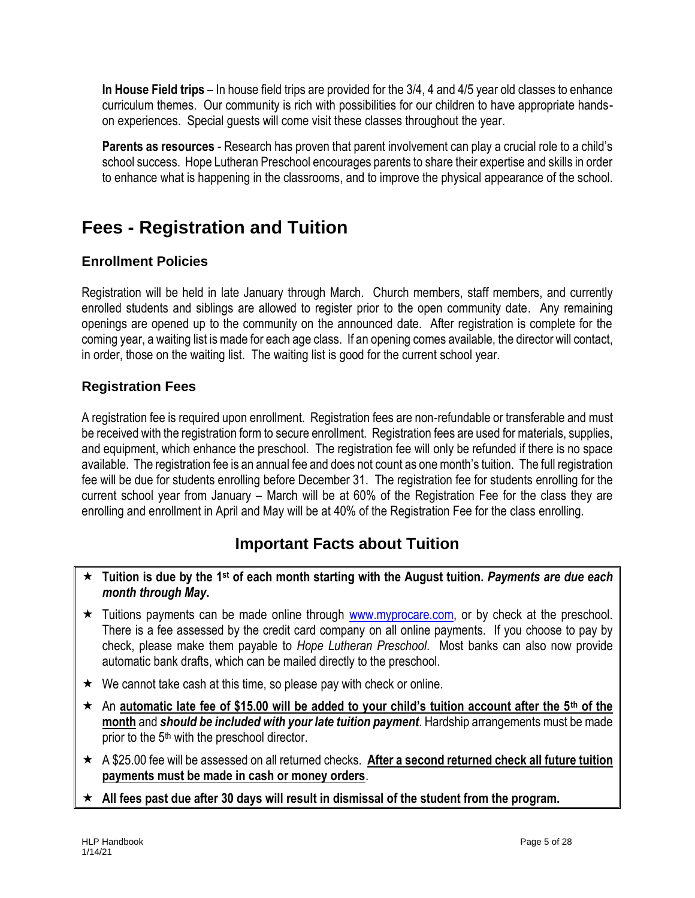**In House Field trips** – In house field trips are provided for the 3/4, 4 and 4/5 year old classes to enhance curriculum themes. Our community is rich with possibilities for our children to have appropriate hands-on experiences. Special guests will come visit these classes throughout the year.

**Parents as resources** - Research has proven that parent involvement can play a crucial role to a child's school success. Hope Lutheran Preschool encourages parents to share their expertise and skills in order to enhance what is happening in the classrooms, and to improve the physical appearance of the school.

# Fees - Registration and Tuition

## Enrollment Policies

Registration will be held in late January through March. Church members, staff members, and currently enrolled students and siblings are allowed to register prior to the open community date. Any remaining openings are opened up to the community on the announced date. After registration is complete for the coming year, a waiting list is made for each age class. If an opening comes available, the director will contact, in order, those on the waiting list. The waiting list is good for the current school year.

## Registration Fees

A registration fee is required upon enrollment. Registration fees are non-refundable or transferable and must be received with the registration form to secure enrollment. Registration fees are used for materials, supplies, and equipment, which enhance the preschool. The registration fee will only be refunded if there is no space available. The registration fee is an annual fee and does not count as one month's tuition. The full registration fee will be due for students enrolling before December 31. The registration fee for students enrolling for the current school year from January – March will be at 60% of the Registration Fee for the class they are enrolling and enrollment in April and May will be at 40% of the Registration Fee for the class enrolling.

## Important Facts about Tuition

- **Tuition is due by the 1st of each month starting with the August tuition.** ***Payments are due each month through May.***
- Tuitions payments can be made online through www.myprocare.com, or by check at the preschool. There is a fee assessed by the credit card company on all online payments. If you choose to pay by check, please make them payable to *Hope Lutheran Preschool*. Most banks can also now provide automatic bank drafts, which can be mailed directly to the preschool.
- We cannot take cash at this time, so please pay with check or online.
- An **automatic late fee of $15.00 will be added to your child's tuition account after the 5th of the month** and ***should be included with your late tuition payment***. Hardship arrangements must be made prior to the 5th with the preschool director.
- A $25.00 fee will be assessed on all returned checks. **After a second returned check all future tuition payments must be made in cash or money orders**.
- **All fees past due after 30 days will result in dismissal of the student from the program.**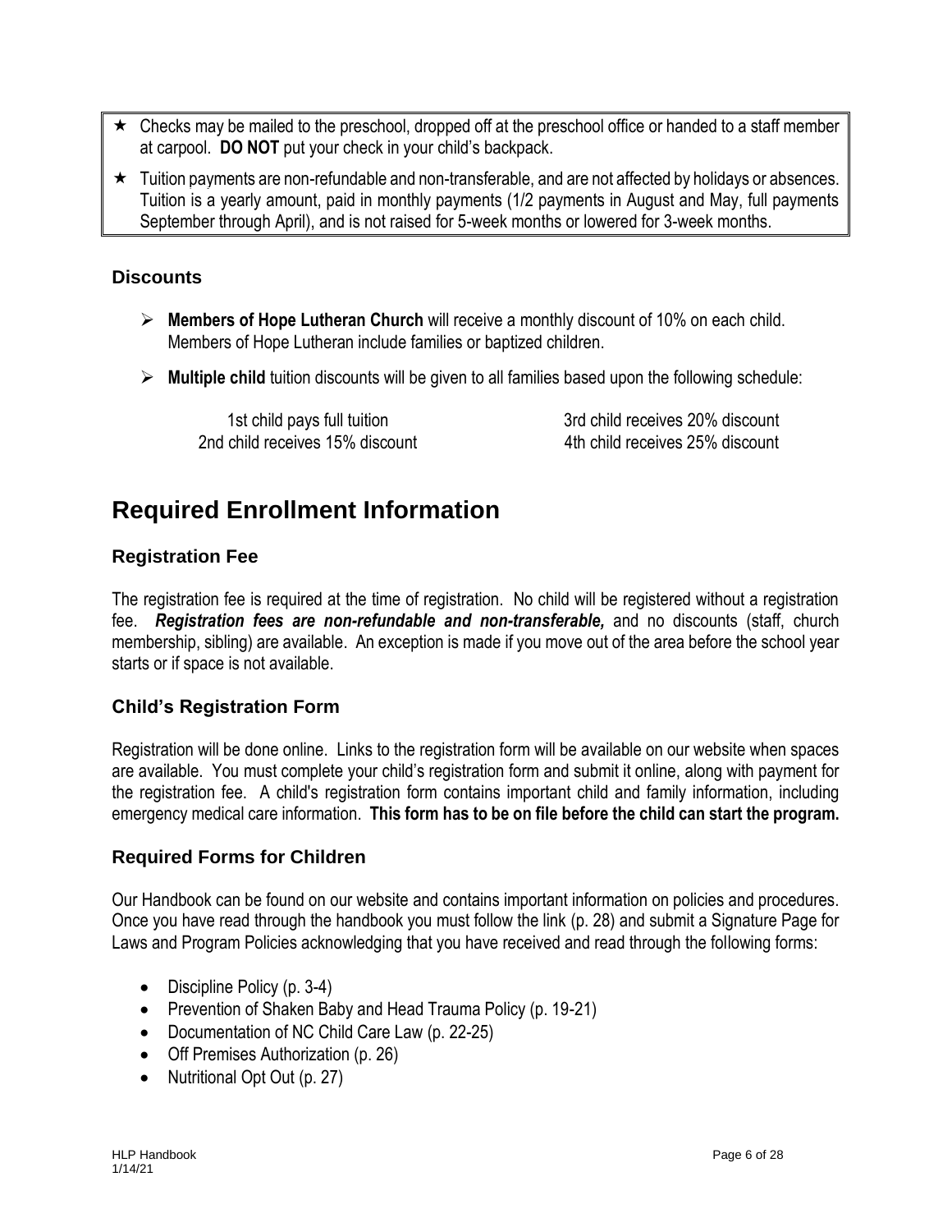- ★ Checks may be mailed to the preschool, dropped off at the preschool office or handed to a staff member at carpool. **DO NOT** put your check in your child's backpack.
- ★ Tuition payments are non-refundable and non-transferable, and are not affected by holidays or absences. Tuition is a yearly amount, paid in monthly payments (1/2 payments in August and May, full payments September through April), and is not raised for 5-week months or lowered for 3-week months.

### Discounts

- **Members of Hope Lutheran Church** will receive a monthly discount of 10% on each child. Members of Hope Lutheran include families or baptized children.
- **Multiple child** tuition discounts will be given to all families based upon the following schedule:

  1st child pays full tuition
  2nd child receives 15% discount
  3rd child receives 20% discount
  4th child receives 25% discount

## Required Enrollment Information

### Registration Fee

The registration fee is required at the time of registration. No child will be registered without a registration fee. ***Registration fees are non-refundable and non-transferable,*** and no discounts (staff, church membership, sibling) are available. An exception is made if you move out of the area before the school year starts or if space is not available.

### Child's Registration Form

Registration will be done online. Links to the registration form will be available on our website when spaces are available. You must complete your child's registration form and submit it online, along with payment for the registration fee. A child's registration form contains important child and family information, including emergency medical care information. **This form has to be on file before the child can start the program.**

### Required Forms for Children

Our Handbook can be found on our website and contains important information on policies and procedures. Once you have read through the handbook you must follow the link (p. 28) and submit a Signature Page for Laws and Program Policies acknowledging that you have received and read through the following forms:

- Discipline Policy (p. 3-4)
- Prevention of Shaken Baby and Head Trauma Policy (p. 19-21)
- Documentation of NC Child Care Law (p. 22-25)
- Off Premises Authorization (p. 26)
- Nutritional Opt Out (p. 27)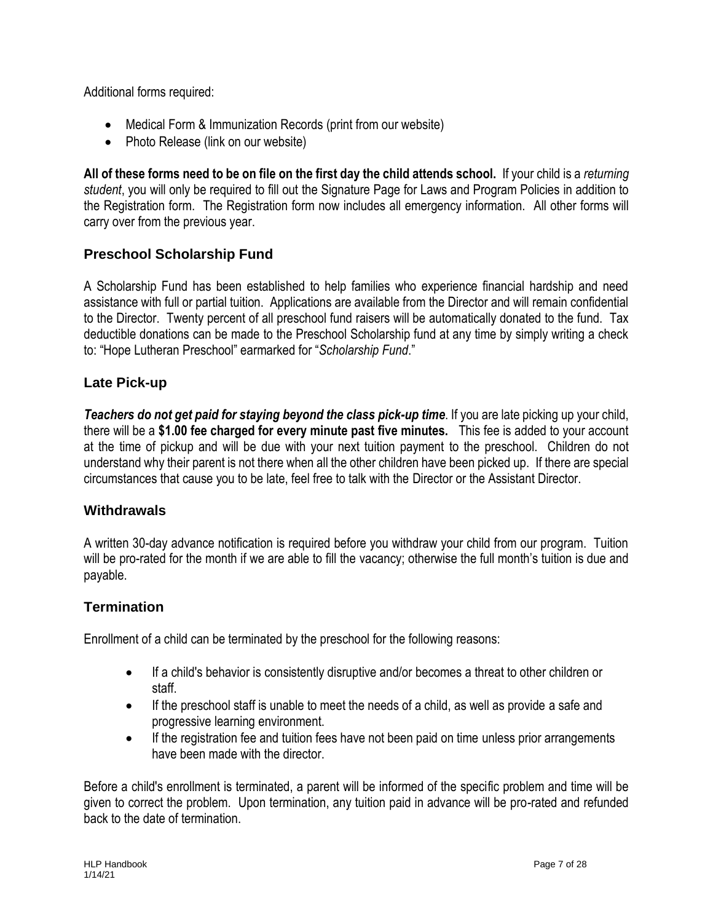Additional forms required:

- Medical Form & Immunization Records (print from our website)
- Photo Release (link on our website)

**All of these forms need to be on file on the first day the child attends school.** If your child is a *returning student*, you will only be required to fill out the Signature Page for Laws and Program Policies in addition to the Registration form. The Registration form now includes all emergency information. All other forms will carry over from the previous year.

## Preschool Scholarship Fund

A Scholarship Fund has been established to help families who experience financial hardship and need assistance with full or partial tuition. Applications are available from the Director and will remain confidential to the Director. Twenty percent of all preschool fund raisers will be automatically donated to the fund. Tax deductible donations can be made to the Preschool Scholarship fund at any time by simply writing a check to: "Hope Lutheran Preschool" earmarked for "*Scholarship Fund*."

## Late Pick-up

***Teachers do not get paid for staying beyond the class pick-up time***. If you are late picking up your child, there will be a **$1.00 fee charged for every minute past five minutes.** This fee is added to your account at the time of pickup and will be due with your next tuition payment to the preschool. Children do not understand why their parent is not there when all the other children have been picked up. If there are special circumstances that cause you to be late, feel free to talk with the Director or the Assistant Director.

## Withdrawals

A written 30-day advance notification is required before you withdraw your child from our program. Tuition will be pro-rated for the month if we are able to fill the vacancy; otherwise the full month's tuition is due and payable.

## Termination

Enrollment of a child can be terminated by the preschool for the following reasons:

- If a child's behavior is consistently disruptive and/or becomes a threat to other children or staff.
- If the preschool staff is unable to meet the needs of a child, as well as provide a safe and progressive learning environment.
- If the registration fee and tuition fees have not been paid on time unless prior arrangements have been made with the director.

Before a child's enrollment is terminated, a parent will be informed of the specific problem and time will be given to correct the problem. Upon termination, any tuition paid in advance will be pro-rated and refunded back to the date of termination.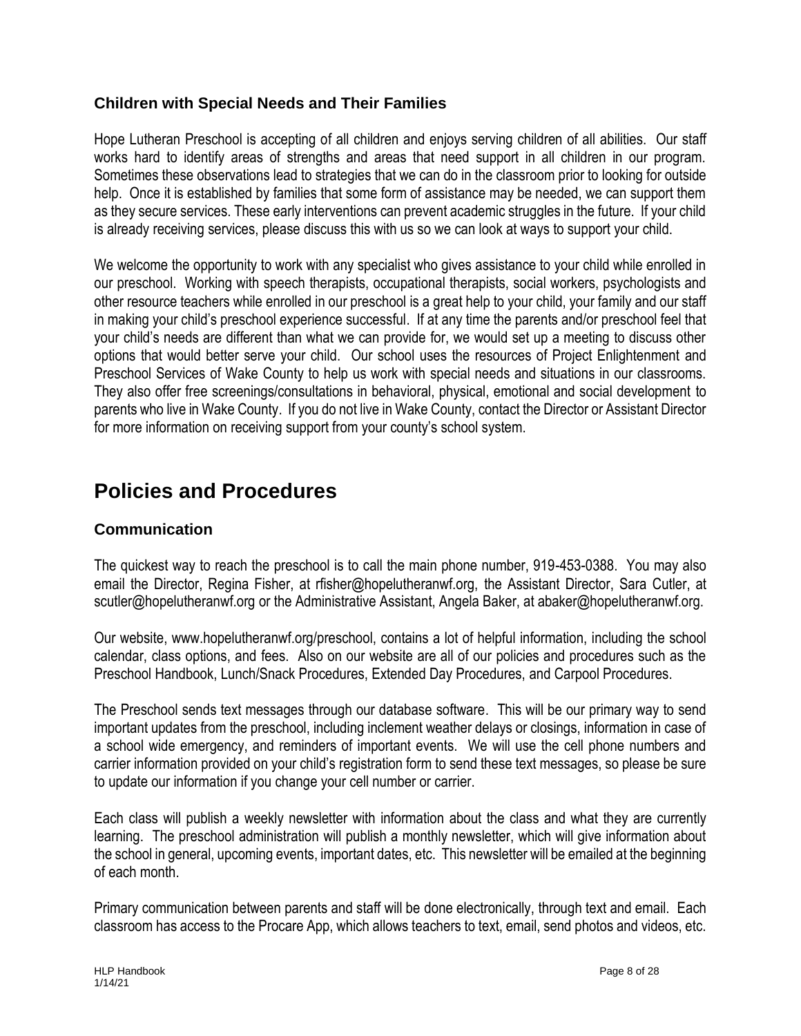### Children with Special Needs and Their Families

Hope Lutheran Preschool is accepting of all children and enjoys serving children of all abilities. Our staff works hard to identify areas of strengths and areas that need support in all children in our program. Sometimes these observations lead to strategies that we can do in the classroom prior to looking for outside help. Once it is established by families that some form of assistance may be needed, we can support them as they secure services. These early interventions can prevent academic struggles in the future. If your child is already receiving services, please discuss this with us so we can look at ways to support your child.

We welcome the opportunity to work with any specialist who gives assistance to your child while enrolled in our preschool. Working with speech therapists, occupational therapists, social workers, psychologists and other resource teachers while enrolled in our preschool is a great help to your child, your family and our staff in making your child's preschool experience successful. If at any time the parents and/or preschool feel that your child's needs are different than what we can provide for, we would set up a meeting to discuss other options that would better serve your child. Our school uses the resources of Project Enlightenment and Preschool Services of Wake County to help us work with special needs and situations in our classrooms. They also offer free screenings/consultations in behavioral, physical, emotional and social development to parents who live in Wake County. If you do not live in Wake County, contact the Director or Assistant Director for more information on receiving support from your county's school system.

## Policies and Procedures

### Communication

The quickest way to reach the preschool is to call the main phone number, 919-453-0388. You may also email the Director, Regina Fisher, at rfisher@hopelutheranwf.org, the Assistant Director, Sara Cutler, at scutler@hopelutheranwf.org or the Administrative Assistant, Angela Baker, at abaker@hopelutheranwf.org.

Our website, www.hopelutheranwf.org/preschool, contains a lot of helpful information, including the school calendar, class options, and fees. Also on our website are all of our policies and procedures such as the Preschool Handbook, Lunch/Snack Procedures, Extended Day Procedures, and Carpool Procedures.

The Preschool sends text messages through our database software. This will be our primary way to send important updates from the preschool, including inclement weather delays or closings, information in case of a school wide emergency, and reminders of important events. We will use the cell phone numbers and carrier information provided on your child's registration form to send these text messages, so please be sure to update our information if you change your cell number or carrier.

Each class will publish a weekly newsletter with information about the class and what they are currently learning. The preschool administration will publish a monthly newsletter, which will give information about the school in general, upcoming events, important dates, etc. This newsletter will be emailed at the beginning of each month.

Primary communication between parents and staff will be done electronically, through text and email. Each classroom has access to the Procare App, which allows teachers to text, email, send photos and videos, etc.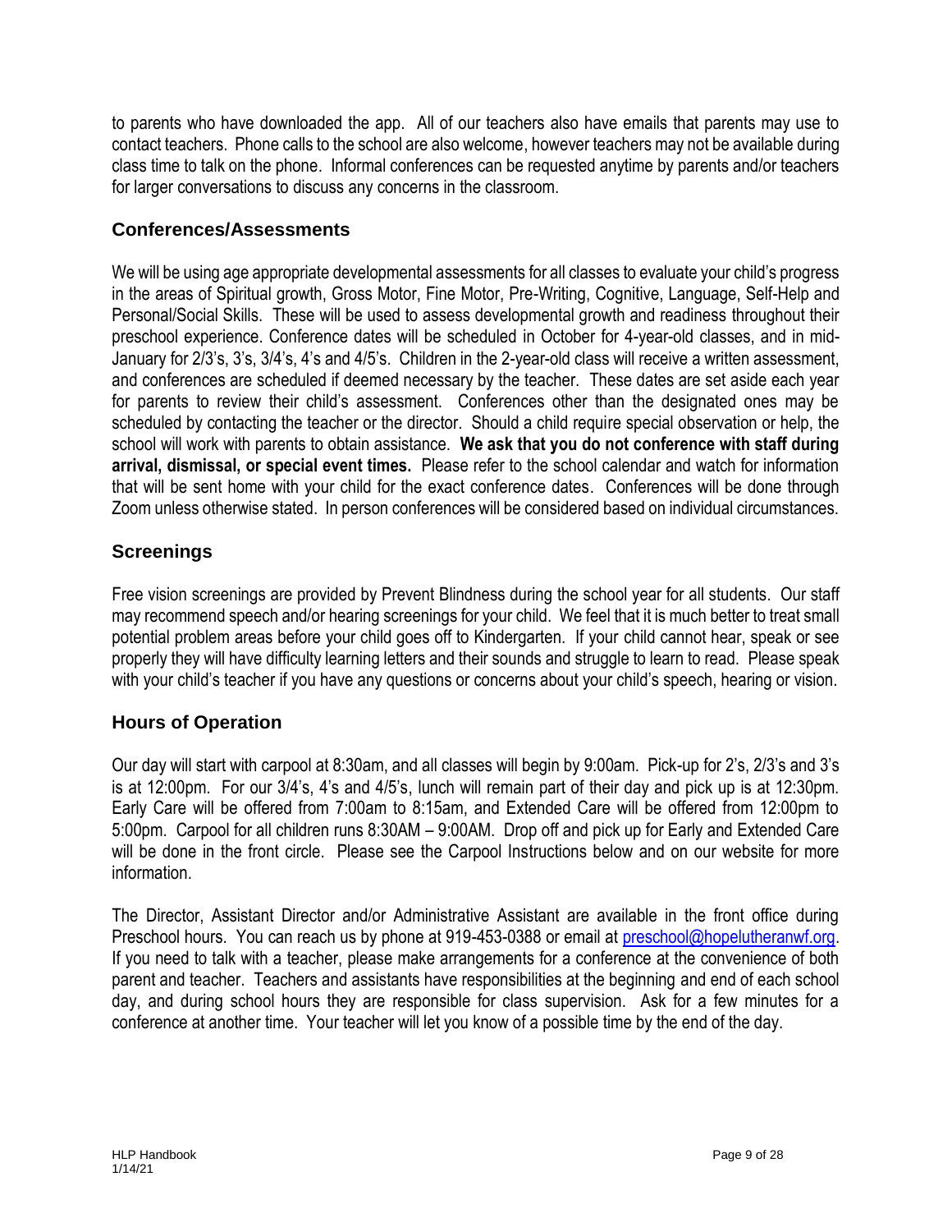to parents who have downloaded the app. All of our teachers also have emails that parents may use to contact teachers. Phone calls to the school are also welcome, however teachers may not be available during class time to talk on the phone. Informal conferences can be requested anytime by parents and/or teachers for larger conversations to discuss any concerns in the classroom.

## Conferences/Assessments

We will be using age appropriate developmental assessments for all classes to evaluate your child's progress in the areas of Spiritual growth, Gross Motor, Fine Motor, Pre-Writing, Cognitive, Language, Self-Help and Personal/Social Skills. These will be used to assess developmental growth and readiness throughout their preschool experience. Conference dates will be scheduled in October for 4-year-old classes, and in mid-January for 2/3's, 3's, 3/4's, 4's and 4/5's. Children in the 2-year-old class will receive a written assessment, and conferences are scheduled if deemed necessary by the teacher. These dates are set aside each year for parents to review their child's assessment. Conferences other than the designated ones may be scheduled by contacting the teacher or the director. Should a child require special observation or help, the school will work with parents to obtain assistance. **We ask that you do not conference with staff during arrival, dismissal, or special event times.** Please refer to the school calendar and watch for information that will be sent home with your child for the exact conference dates. Conferences will be done through Zoom unless otherwise stated. In person conferences will be considered based on individual circumstances.

## Screenings

Free vision screenings are provided by Prevent Blindness during the school year for all students. Our staff may recommend speech and/or hearing screenings for your child. We feel that it is much better to treat small potential problem areas before your child goes off to Kindergarten. If your child cannot hear, speak or see properly they will have difficulty learning letters and their sounds and struggle to learn to read. Please speak with your child's teacher if you have any questions or concerns about your child's speech, hearing or vision.

## Hours of Operation

Our day will start with carpool at 8:30am, and all classes will begin by 9:00am. Pick-up for 2's, 2/3's and 3's is at 12:00pm. For our 3/4's, 4's and 4/5's, lunch will remain part of their day and pick up is at 12:30pm. Early Care will be offered from 7:00am to 8:15am, and Extended Care will be offered from 12:00pm to 5:00pm. Carpool for all children runs 8:30AM – 9:00AM. Drop off and pick up for Early and Extended Care will be done in the front circle. Please see the Carpool Instructions below and on our website for more information.

The Director, Assistant Director and/or Administrative Assistant are available in the front office during Preschool hours. You can reach us by phone at 919-453-0388 or email at preschool@hopelutheranwf.org. If you need to talk with a teacher, please make arrangements for a conference at the convenience of both parent and teacher. Teachers and assistants have responsibilities at the beginning and end of each school day, and during school hours they are responsible for class supervision. Ask for a few minutes for a conference at another time. Your teacher will let you know of a possible time by the end of the day.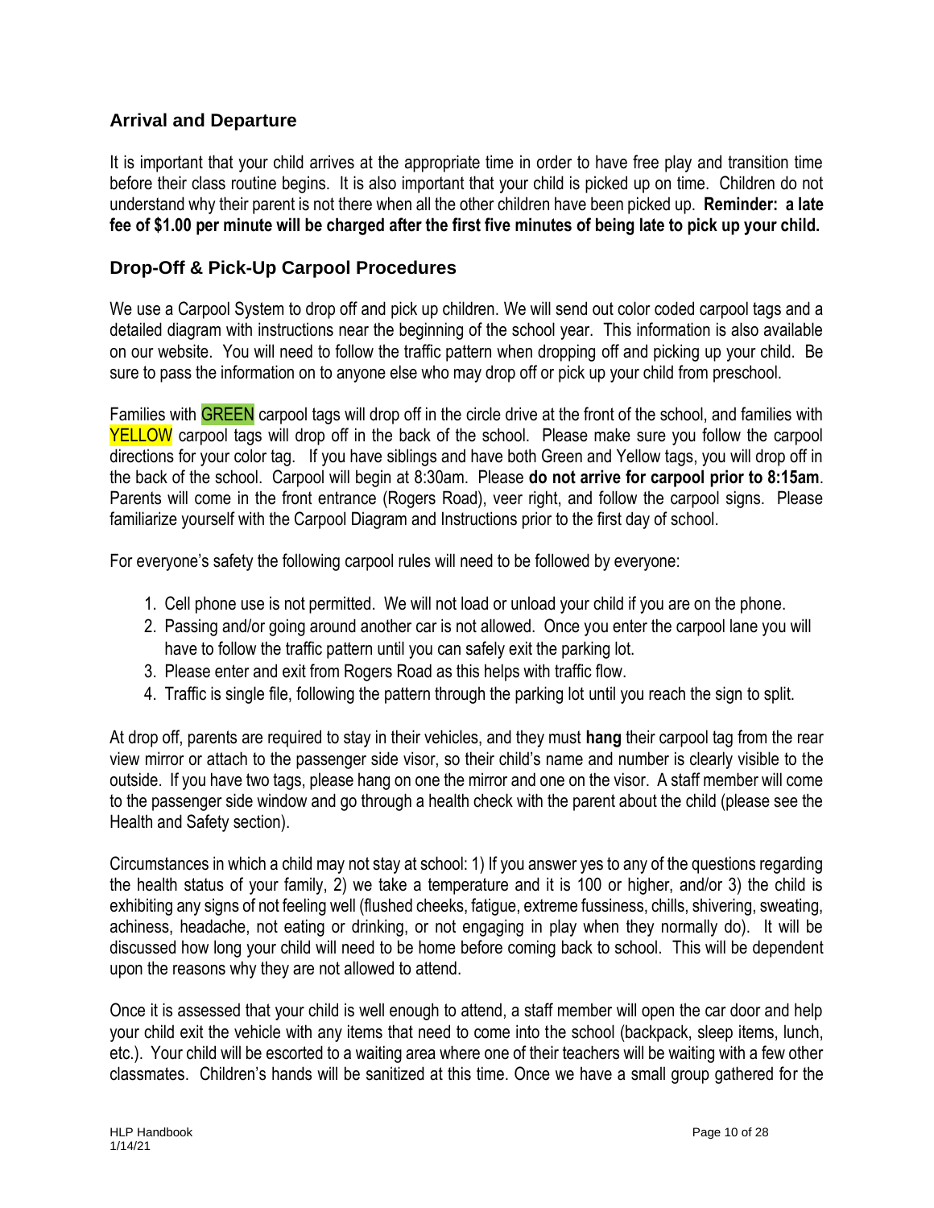## Arrival and Departure

It is important that your child arrives at the appropriate time in order to have free play and transition time before their class routine begins. It is also important that your child is picked up on time. Children do not understand why their parent is not there when all the other children have been picked up. **Reminder: a late fee of $1.00 per minute will be charged after the first five minutes of being late to pick up your child.**

## Drop-Off & Pick-Up Carpool Procedures

We use a Carpool System to drop off and pick up children. We will send out color coded carpool tags and a detailed diagram with instructions near the beginning of the school year. This information is also available on our website. You will need to follow the traffic pattern when dropping off and picking up your child. Be sure to pass the information on to anyone else who may drop off or pick up your child from preschool.

Families with GREEN carpool tags will drop off in the circle drive at the front of the school, and families with YELLOW carpool tags will drop off in the back of the school. Please make sure you follow the carpool directions for your color tag. If you have siblings and have both Green and Yellow tags, you will drop off in the back of the school. Carpool will begin at 8:30am. Please **do not arrive for carpool prior to 8:15am**. Parents will come in the front entrance (Rogers Road), veer right, and follow the carpool signs. Please familiarize yourself with the Carpool Diagram and Instructions prior to the first day of school.

For everyone's safety the following carpool rules will need to be followed by everyone:

1. Cell phone use is not permitted. We will not load or unload your child if you are on the phone.
2. Passing and/or going around another car is not allowed. Once you enter the carpool lane you will have to follow the traffic pattern until you can safely exit the parking lot.
3. Please enter and exit from Rogers Road as this helps with traffic flow.
4. Traffic is single file, following the pattern through the parking lot until you reach the sign to split.

At drop off, parents are required to stay in their vehicles, and they must **hang** their carpool tag from the rear view mirror or attach to the passenger side visor, so their child's name and number is clearly visible to the outside. If you have two tags, please hang on one the mirror and one on the visor. A staff member will come to the passenger side window and go through a health check with the parent about the child (please see the Health and Safety section).

Circumstances in which a child may not stay at school: 1) If you answer yes to any of the questions regarding the health status of your family, 2) we take a temperature and it is 100 or higher, and/or 3) the child is exhibiting any signs of not feeling well (flushed cheeks, fatigue, extreme fussiness, chills, shivering, sweating, achiness, headache, not eating or drinking, or not engaging in play when they normally do). It will be discussed how long your child will need to be home before coming back to school. This will be dependent upon the reasons why they are not allowed to attend.

Once it is assessed that your child is well enough to attend, a staff member will open the car door and help your child exit the vehicle with any items that need to come into the school (backpack, sleep items, lunch, etc.). Your child will be escorted to a waiting area where one of their teachers will be waiting with a few other classmates. Children's hands will be sanitized at this time. Once we have a small group gathered for the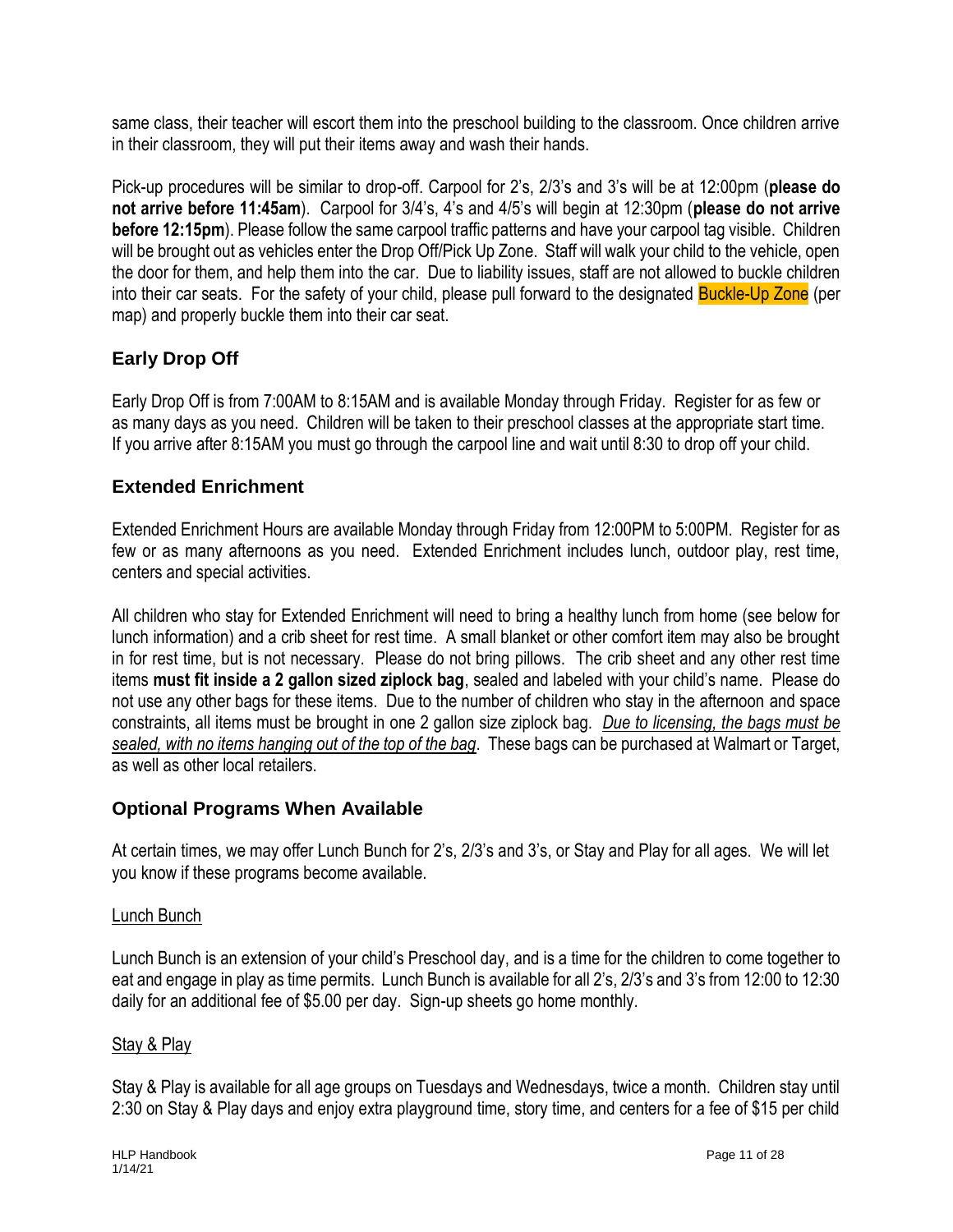same class, their teacher will escort them into the preschool building to the classroom. Once children arrive in their classroom, they will put their items away and wash their hands.

Pick-up procedures will be similar to drop-off. Carpool for 2's, 2/3's and 3's will be at 12:00pm (**please do not arrive before 11:45am**). Carpool for 3/4's, 4's and 4/5's will begin at 12:30pm (**please do not arrive before 12:15pm**). Please follow the same carpool traffic patterns and have your carpool tag visible. Children will be brought out as vehicles enter the Drop Off/Pick Up Zone. Staff will walk your child to the vehicle, open the door for them, and help them into the car. Due to liability issues, staff are not allowed to buckle children into their car seats. For the safety of your child, please pull forward to the designated Buckle-Up Zone (per map) and properly buckle them into their car seat.

## Early Drop Off

Early Drop Off is from 7:00AM to 8:15AM and is available Monday through Friday. Register for as few or as many days as you need. Children will be taken to their preschool classes at the appropriate start time. If you arrive after 8:15AM you must go through the carpool line and wait until 8:30 to drop off your child.

## Extended Enrichment

Extended Enrichment Hours are available Monday through Friday from 12:00PM to 5:00PM. Register for as few or as many afternoons as you need. Extended Enrichment includes lunch, outdoor play, rest time, centers and special activities.

All children who stay for Extended Enrichment will need to bring a healthy lunch from home (see below for lunch information) and a crib sheet for rest time. A small blanket or other comfort item may also be brought in for rest time, but is not necessary. Please do not bring pillows. The crib sheet and any other rest time items **must fit inside a 2 gallon sized ziplock bag**, sealed and labeled with your child's name. Please do not use any other bags for these items. Due to the number of children who stay in the afternoon and space constraints, all items must be brought in one 2 gallon size ziplock bag. *Due to licensing, the bags must be sealed, with no items hanging out of the top of the bag*. These bags can be purchased at Walmart or Target, as well as other local retailers.

## Optional Programs When Available

At certain times, we may offer Lunch Bunch for 2's, 2/3's and 3's, or Stay and Play for all ages. We will let you know if these programs become available.

### Lunch Bunch

Lunch Bunch is an extension of your child's Preschool day, and is a time for the children to come together to eat and engage in play as time permits. Lunch Bunch is available for all 2's, 2/3's and 3's from 12:00 to 12:30 daily for an additional fee of $5.00 per day. Sign-up sheets go home monthly.

### Stay & Play

Stay & Play is available for all age groups on Tuesdays and Wednesdays, twice a month. Children stay until 2:30 on Stay & Play days and enjoy extra playground time, story time, and centers for a fee of $15 per child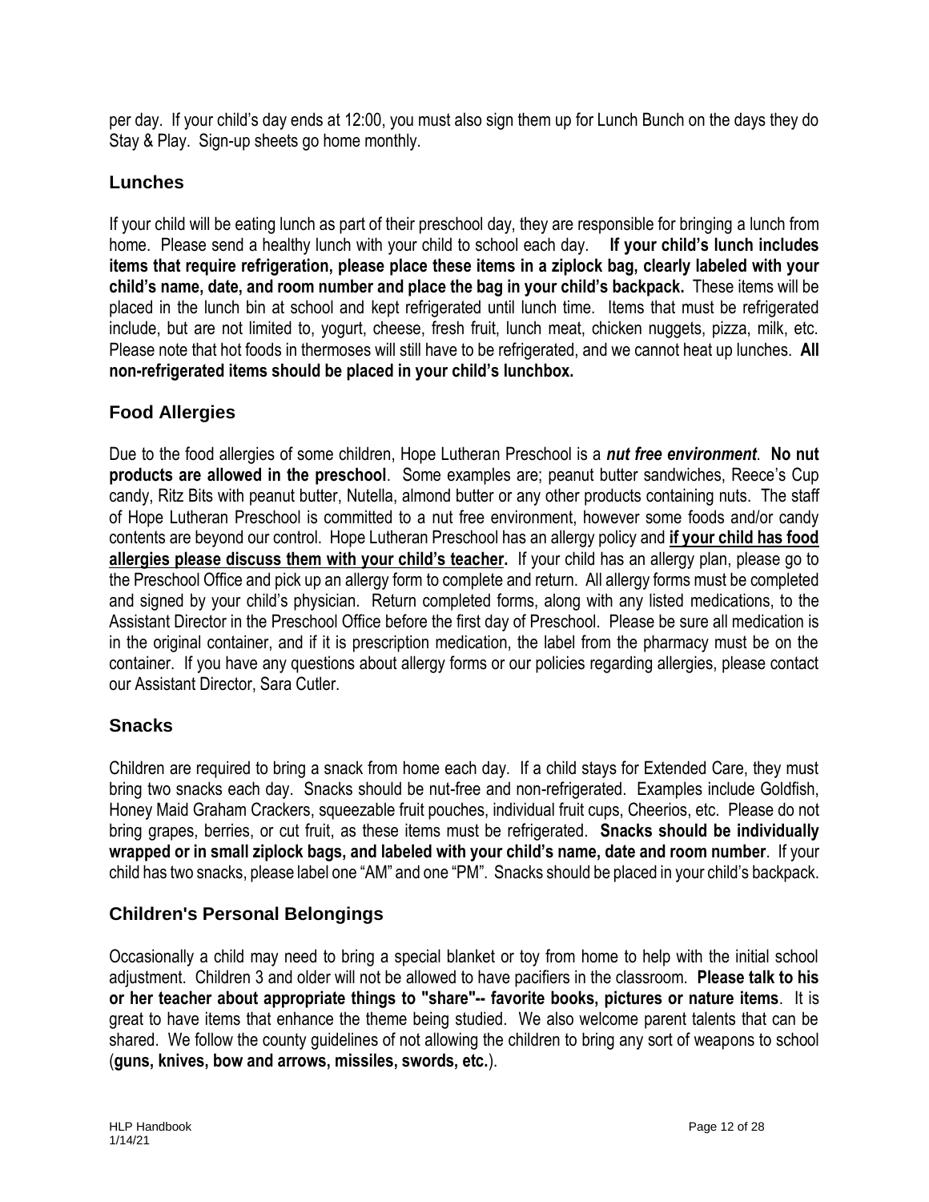per day. If your child's day ends at 12:00, you must also sign them up for Lunch Bunch on the days they do Stay & Play. Sign-up sheets go home monthly.

## Lunches

If your child will be eating lunch as part of their preschool day, they are responsible for bringing a lunch from home. Please send a healthy lunch with your child to school each day. **If your child's lunch includes items that require refrigeration, please place these items in a ziplock bag, clearly labeled with your child's name, date, and room number and place the bag in your child's backpack.** These items will be placed in the lunch bin at school and kept refrigerated until lunch time. Items that must be refrigerated include, but are not limited to, yogurt, cheese, fresh fruit, lunch meat, chicken nuggets, pizza, milk, etc. Please note that hot foods in thermoses will still have to be refrigerated, and we cannot heat up lunches. **All non-refrigerated items should be placed in your child's lunchbox.**

## Food Allergies

Due to the food allergies of some children, Hope Lutheran Preschool is a ***nut free environment***. **No nut products are allowed in the preschool**. Some examples are; peanut butter sandwiches, Reece's Cup candy, Ritz Bits with peanut butter, Nutella, almond butter or any other products containing nuts. The staff of Hope Lutheran Preschool is committed to a nut free environment, however some foods and/or candy contents are beyond our control. Hope Lutheran Preschool has an allergy policy and **if your child has food allergies please discuss them with your child's teacher.** If your child has an allergy plan, please go to the Preschool Office and pick up an allergy form to complete and return. All allergy forms must be completed and signed by your child's physician. Return completed forms, along with any listed medications, to the Assistant Director in the Preschool Office before the first day of Preschool. Please be sure all medication is in the original container, and if it is prescription medication, the label from the pharmacy must be on the container. If you have any questions about allergy forms or our policies regarding allergies, please contact our Assistant Director, Sara Cutler.

## Snacks

Children are required to bring a snack from home each day. If a child stays for Extended Care, they must bring two snacks each day. Snacks should be nut-free and non-refrigerated. Examples include Goldfish, Honey Maid Graham Crackers, squeezable fruit pouches, individual fruit cups, Cheerios, etc. Please do not bring grapes, berries, or cut fruit, as these items must be refrigerated. **Snacks should be individually wrapped or in small ziplock bags, and labeled with your child's name, date and room number**. If your child has two snacks, please label one "AM" and one "PM". Snacks should be placed in your child's backpack.

## Children's Personal Belongings

Occasionally a child may need to bring a special blanket or toy from home to help with the initial school adjustment. Children 3 and older will not be allowed to have pacifiers in the classroom. **Please talk to his or her teacher about appropriate things to "share"-- favorite books, pictures or nature items**. It is great to have items that enhance the theme being studied. We also welcome parent talents that can be shared. We follow the county guidelines of not allowing the children to bring any sort of weapons to school (**guns, knives, bow and arrows, missiles, swords, etc.**).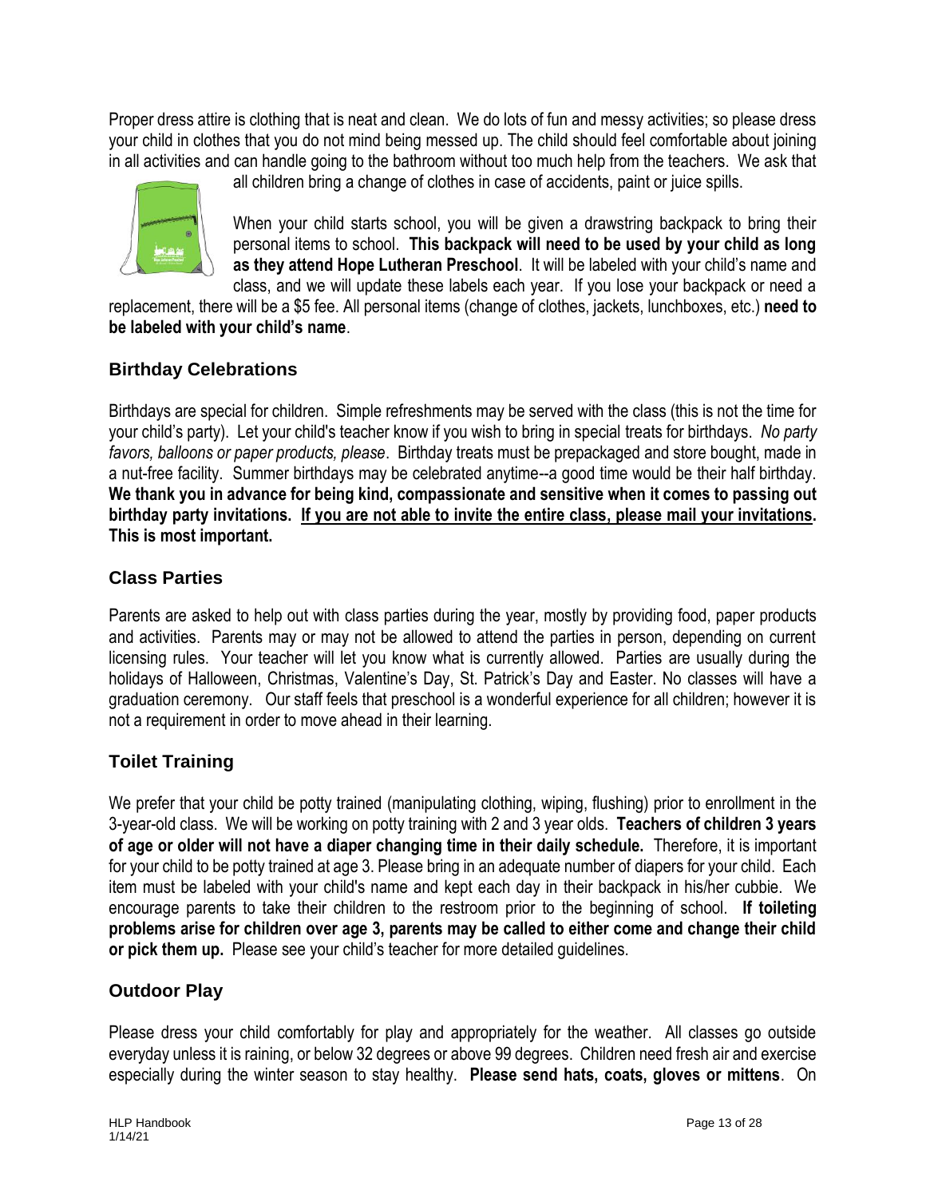Proper dress attire is clothing that is neat and clean. We do lots of fun and messy activities; so please dress your child in clothes that you do not mind being messed up. The child should feel comfortable about joining in all activities and can handle going to the bathroom without too much help from the teachers. We ask that all children bring a change of clothes in case of accidents, paint or juice spills.

When your child starts school, you will be given a drawstring backpack to bring their personal items to school. **This backpack will need to be used by your child as long as they attend Hope Lutheran Preschool**. It will be labeled with your child's name and class, and we will update these labels each year. If you lose your backpack or need a replacement, there will be a $5 fee. All personal items (change of clothes, jackets, lunchboxes, etc.) **need to be labeled with your child's name**.

## Birthday Celebrations

Birthdays are special for children. Simple refreshments may be served with the class (this is not the time for your child's party). Let your child's teacher know if you wish to bring in special treats for birthdays. *No party favors, balloons or paper products, please*. Birthday treats must be prepackaged and store bought, made in a nut-free facility. Summer birthdays may be celebrated anytime--a good time would be their half birthday. **We thank you in advance for being kind, compassionate and sensitive when it comes to passing out birthday party invitations. <u>If you are not able to invite the entire class, please mail your invitations</u>. This is most important.**

## Class Parties

Parents are asked to help out with class parties during the year, mostly by providing food, paper products and activities. Parents may or may not be allowed to attend the parties in person, depending on current licensing rules. Your teacher will let you know what is currently allowed. Parties are usually during the holidays of Halloween, Christmas, Valentine's Day, St. Patrick's Day and Easter. No classes will have a graduation ceremony. Our staff feels that preschool is a wonderful experience for all children; however it is not a requirement in order to move ahead in their learning.

## Toilet Training

We prefer that your child be potty trained (manipulating clothing, wiping, flushing) prior to enrollment in the 3-year-old class. We will be working on potty training with 2 and 3 year olds. **Teachers of children 3 years of age or older will not have a diaper changing time in their daily schedule.** Therefore, it is important for your child to be potty trained at age 3. Please bring in an adequate number of diapers for your child. Each item must be labeled with your child's name and kept each day in their backpack in his/her cubbie. We encourage parents to take their children to the restroom prior to the beginning of school. **If toileting problems arise for children over age 3, parents may be called to either come and change their child or pick them up.** Please see your child's teacher for more detailed guidelines.

## Outdoor Play

Please dress your child comfortably for play and appropriately for the weather. All classes go outside everyday unless it is raining, or below 32 degrees or above 99 degrees. Children need fresh air and exercise especially during the winter season to stay healthy. **Please send hats, coats, gloves or mittens**. On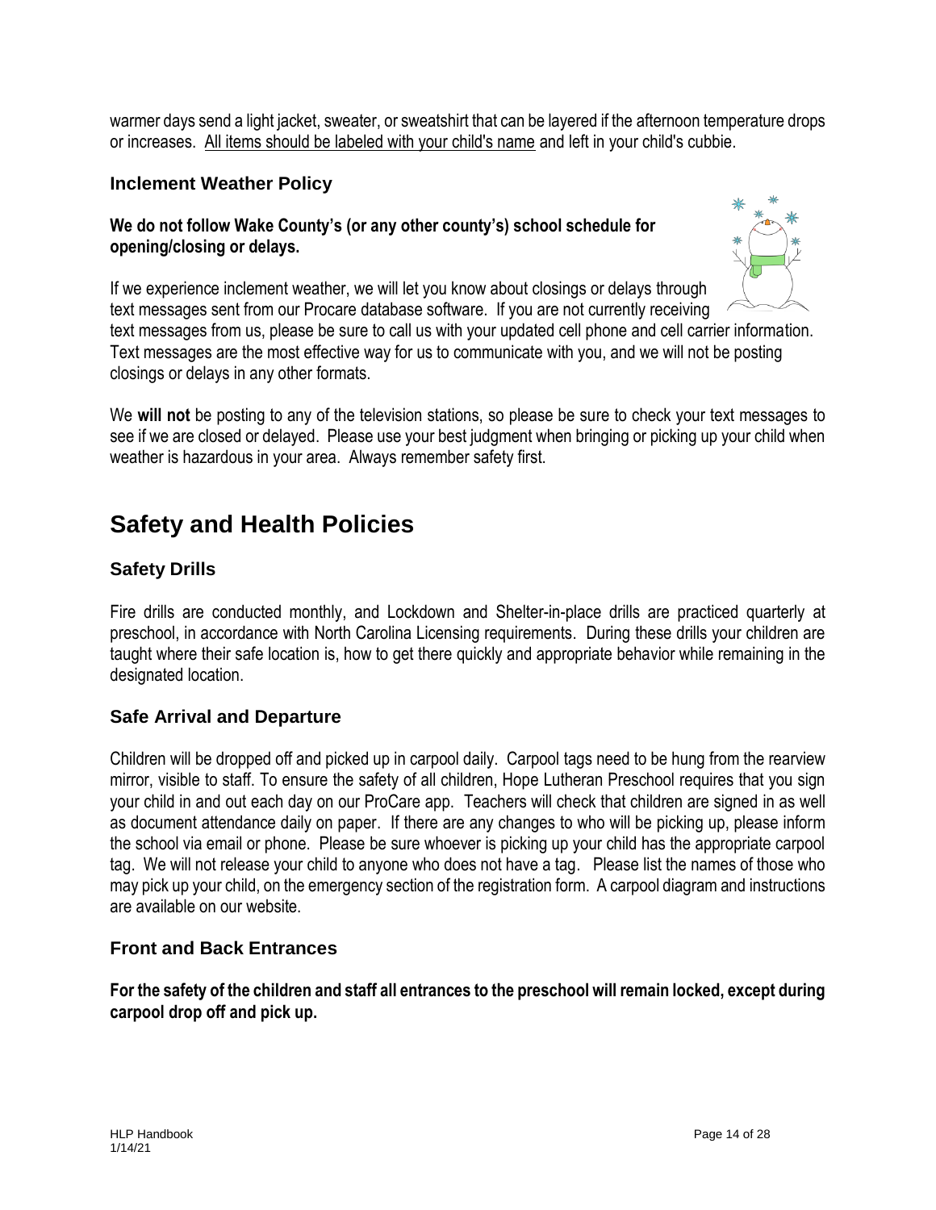warmer days send a light jacket, sweater, or sweatshirt that can be layered if the afternoon temperature drops or increases. All items should be labeled with your child's name and left in your child's cubbie.

### Inclement Weather Policy

**We do not follow Wake County's (or any other county's) school schedule for opening/closing or delays.**

If we experience inclement weather, we will let you know about closings or delays through text messages sent from our Procare database software. If you are not currently receiving text messages from us, please be sure to call us with your updated cell phone and cell carrier information. Text messages are the most effective way for us to communicate with you, and we will not be posting closings or delays in any other formats.

We **will not** be posting to any of the television stations, so please be sure to check your text messages to see if we are closed or delayed. Please use your best judgment when bringing or picking up your child when weather is hazardous in your area. Always remember safety first.

## Safety and Health Policies

### Safety Drills

Fire drills are conducted monthly, and Lockdown and Shelter-in-place drills are practiced quarterly at preschool, in accordance with North Carolina Licensing requirements. During these drills your children are taught where their safe location is, how to get there quickly and appropriate behavior while remaining in the designated location.

### Safe Arrival and Departure

Children will be dropped off and picked up in carpool daily. Carpool tags need to be hung from the rearview mirror, visible to staff. To ensure the safety of all children, Hope Lutheran Preschool requires that you sign your child in and out each day on our ProCare app. Teachers will check that children are signed in as well as document attendance daily on paper. If there are any changes to who will be picking up, please inform the school via email or phone. Please be sure whoever is picking up your child has the appropriate carpool tag. We will not release your child to anyone who does not have a tag. Please list the names of those who may pick up your child, on the emergency section of the registration form. A carpool diagram and instructions are available on our website.

### Front and Back Entrances

**For the safety of the children and staff all entrances to the preschool will remain locked, except during carpool drop off and pick up.**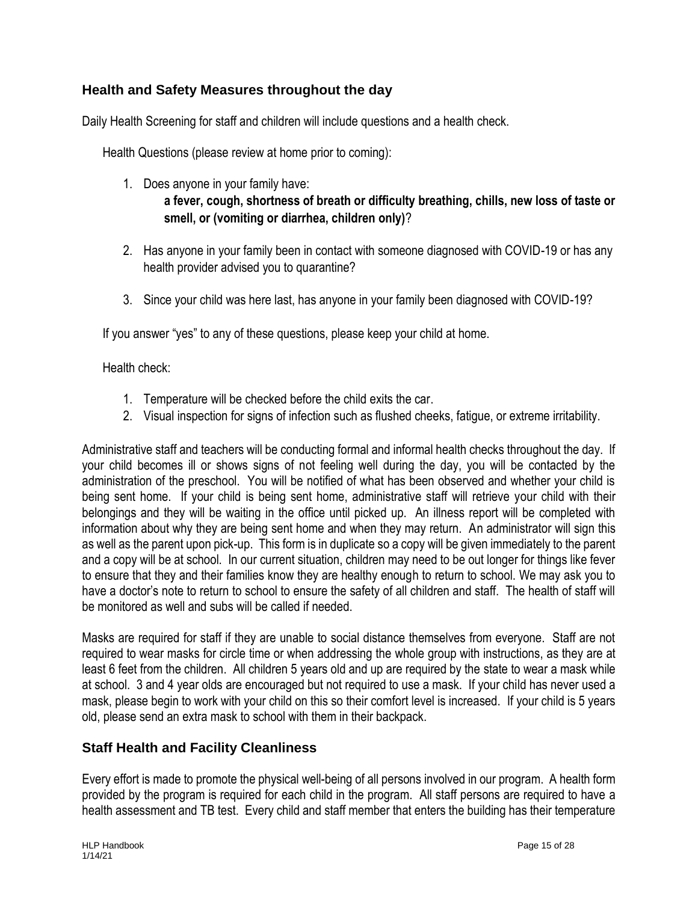## Health and Safety Measures throughout the day

Daily Health Screening for staff and children will include questions and a health check.

Health Questions (please review at home prior to coming):

1. Does anyone in your family have:
   **a fever, cough, shortness of breath or difficulty breathing, chills, new loss of taste or smell, or (vomiting or diarrhea, children only)**?
2. Has anyone in your family been in contact with someone diagnosed with COVID-19 or has any health provider advised you to quarantine?
3. Since your child was here last, has anyone in your family been diagnosed with COVID-19?

If you answer "yes" to any of these questions, please keep your child at home.

Health check:

1. Temperature will be checked before the child exits the car.
2. Visual inspection for signs of infection such as flushed cheeks, fatigue, or extreme irritability.

Administrative staff and teachers will be conducting formal and informal health checks throughout the day. If your child becomes ill or shows signs of not feeling well during the day, you will be contacted by the administration of the preschool. You will be notified of what has been observed and whether your child is being sent home. If your child is being sent home, administrative staff will retrieve your child with their belongings and they will be waiting in the office until picked up. An illness report will be completed with information about why they are being sent home and when they may return. An administrator will sign this as well as the parent upon pick-up. This form is in duplicate so a copy will be given immediately to the parent and a copy will be at school. In our current situation, children may need to be out longer for things like fever to ensure that they and their families know they are healthy enough to return to school. We may ask you to have a doctor's note to return to school to ensure the safety of all children and staff. The health of staff will be monitored as well and subs will be called if needed.

Masks are required for staff if they are unable to social distance themselves from everyone. Staff are not required to wear masks for circle time or when addressing the whole group with instructions, as they are at least 6 feet from the children. All children 5 years old and up are required by the state to wear a mask while at school. 3 and 4 year olds are encouraged but not required to use a mask. If your child has never used a mask, please begin to work with your child on this so their comfort level is increased. If your child is 5 years old, please send an extra mask to school with them in their backpack.

## Staff Health and Facility Cleanliness

Every effort is made to promote the physical well-being of all persons involved in our program. A health form provided by the program is required for each child in the program. All staff persons are required to have a health assessment and TB test. Every child and staff member that enters the building has their temperature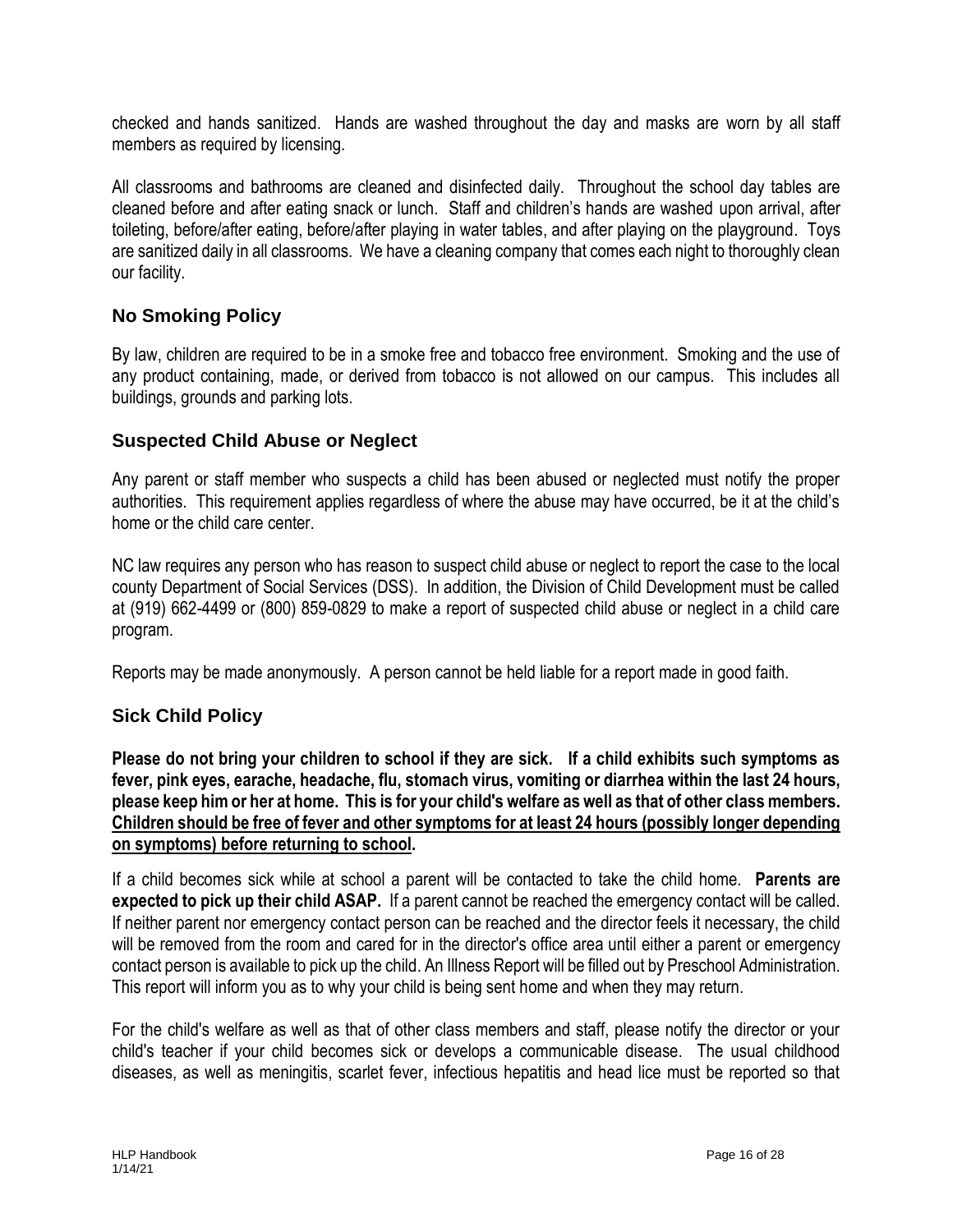checked and hands sanitized. Hands are washed throughout the day and masks are worn by all staff members as required by licensing.

All classrooms and bathrooms are cleaned and disinfected daily. Throughout the school day tables are cleaned before and after eating snack or lunch. Staff and children's hands are washed upon arrival, after toileting, before/after eating, before/after playing in water tables, and after playing on the playground. Toys are sanitized daily in all classrooms. We have a cleaning company that comes each night to thoroughly clean our facility.

## No Smoking Policy

By law, children are required to be in a smoke free and tobacco free environment. Smoking and the use of any product containing, made, or derived from tobacco is not allowed on our campus. This includes all buildings, grounds and parking lots.

## Suspected Child Abuse or Neglect

Any parent or staff member who suspects a child has been abused or neglected must notify the proper authorities. This requirement applies regardless of where the abuse may have occurred, be it at the child's home or the child care center.

NC law requires any person who has reason to suspect child abuse or neglect to report the case to the local county Department of Social Services (DSS). In addition, the Division of Child Development must be called at (919) 662-4499 or (800) 859-0829 to make a report of suspected child abuse or neglect in a child care program.

Reports may be made anonymously. A person cannot be held liable for a report made in good faith.

## Sick Child Policy

**Please do not bring your children to school if they are sick. If a child exhibits such symptoms as fever, pink eyes, earache, headache, flu, stomach virus, vomiting or diarrhea within the last 24 hours, please keep him or her at home. This is for your child's welfare as well as that of other class members. <u>Children should be free of fever and other symptoms for at least 24 hours (possibly longer depending on symptoms) before returning to school</u>.**

If a child becomes sick while at school a parent will be contacted to take the child home. **Parents are expected to pick up their child ASAP.** If a parent cannot be reached the emergency contact will be called. If neither parent nor emergency contact person can be reached and the director feels it necessary, the child will be removed from the room and cared for in the director's office area until either a parent or emergency contact person is available to pick up the child. An Illness Report will be filled out by Preschool Administration. This report will inform you as to why your child is being sent home and when they may return.

For the child's welfare as well as that of other class members and staff, please notify the director or your child's teacher if your child becomes sick or develops a communicable disease. The usual childhood diseases, as well as meningitis, scarlet fever, infectious hepatitis and head lice must be reported so that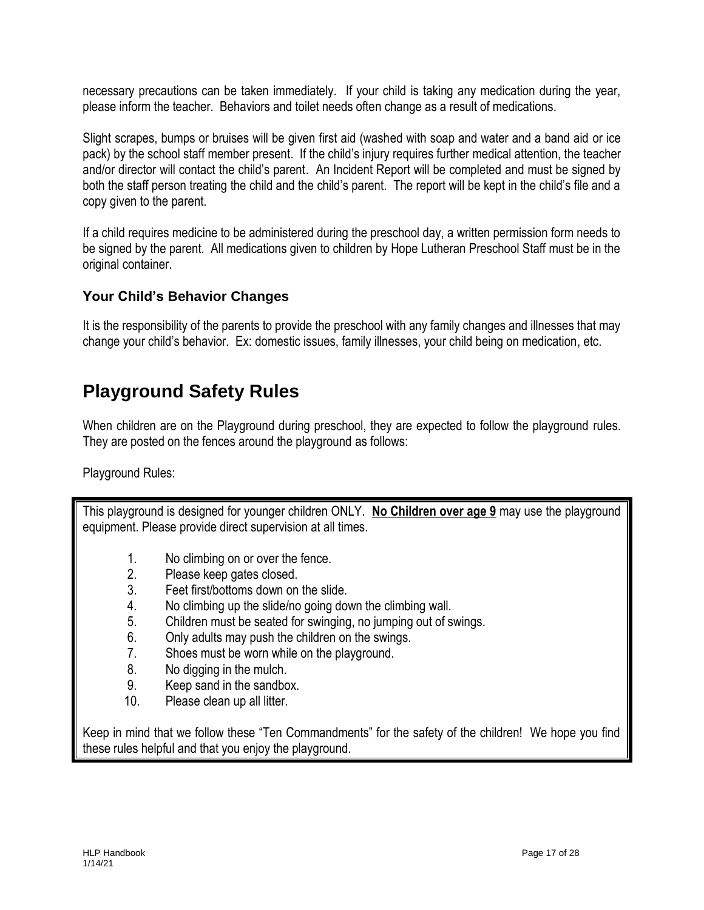necessary precautions can be taken immediately. If your child is taking any medication during the year, please inform the teacher. Behaviors and toilet needs often change as a result of medications.

Slight scrapes, bumps or bruises will be given first aid (washed with soap and water and a band aid or ice pack) by the school staff member present. If the child's injury requires further medical attention, the teacher and/or director will contact the child's parent. An Incident Report will be completed and must be signed by both the staff person treating the child and the child's parent. The report will be kept in the child's file and a copy given to the parent.

If a child requires medicine to be administered during the preschool day, a written permission form needs to be signed by the parent. All medications given to children by Hope Lutheran Preschool Staff must be in the original container.

### Your Child's Behavior Changes

It is the responsibility of the parents to provide the preschool with any family changes and illnesses that may change your child's behavior. Ex: domestic issues, family illnesses, your child being on medication, etc.

## Playground Safety Rules

When children are on the Playground during preschool, they are expected to follow the playground rules. They are posted on the fences around the playground as follows:

Playground Rules:

This playground is designed for younger children ONLY. **No Children over age 9** may use the playground equipment. Please provide direct supervision at all times.

1. No climbing on or over the fence.
2. Please keep gates closed.
3. Feet first/bottoms down on the slide.
4. No climbing up the slide/no going down the climbing wall.
5. Children must be seated for swinging, no jumping out of swings.
6. Only adults may push the children on the swings.
7. Shoes must be worn while on the playground.
8. No digging in the mulch.
9. Keep sand in the sandbox.
10. Please clean up all litter.

Keep in mind that we follow these "Ten Commandments" for the safety of the children! We hope you find these rules helpful and that you enjoy the playground.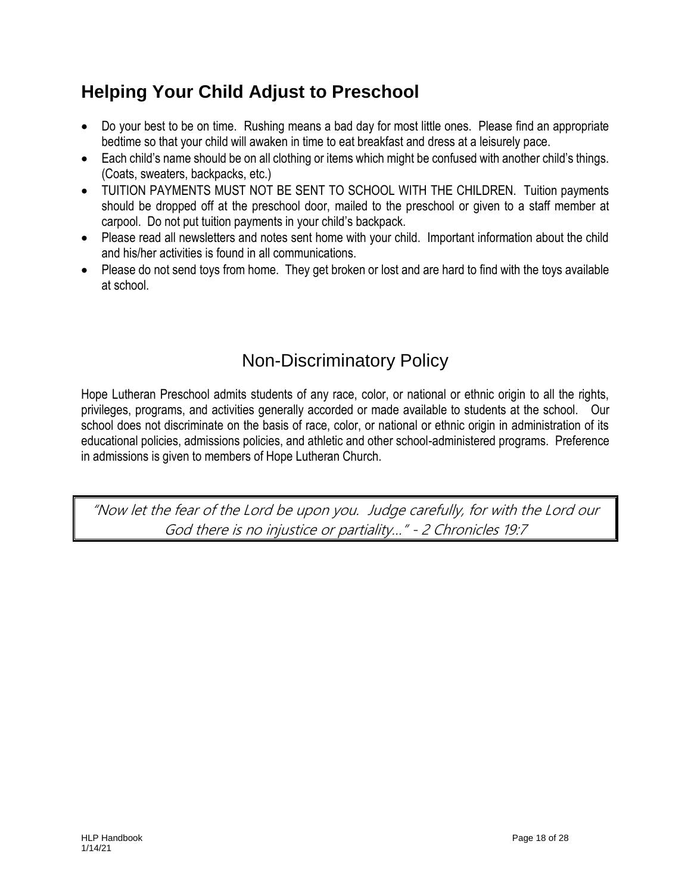## Helping Your Child Adjust to Preschool

- Do your best to be on time. Rushing means a bad day for most little ones. Please find an appropriate bedtime so that your child will awaken in time to eat breakfast and dress at a leisurely pace.
- Each child's name should be on all clothing or items which might be confused with another child's things. (Coats, sweaters, backpacks, etc.)
- TUITION PAYMENTS MUST NOT BE SENT TO SCHOOL WITH THE CHILDREN. Tuition payments should be dropped off at the preschool door, mailed to the preschool or given to a staff member at carpool. Do not put tuition payments in your child's backpack.
- Please read all newsletters and notes sent home with your child. Important information about the child and his/her activities is found in all communications.
- Please do not send toys from home. They get broken or lost and are hard to find with the toys available at school.

## Non-Discriminatory Policy

Hope Lutheran Preschool admits students of any race, color, or national or ethnic origin to all the rights, privileges, programs, and activities generally accorded or made available to students at the school. Our school does not discriminate on the basis of race, color, or national or ethnic origin in administration of its educational policies, admissions policies, and athletic and other school-administered programs. Preference in admissions is given to members of Hope Lutheran Church.

*"Now let the fear of the Lord be upon you. Judge carefully, for with the Lord our God there is no injustice or partiality…" - 2 Chronicles 19:7*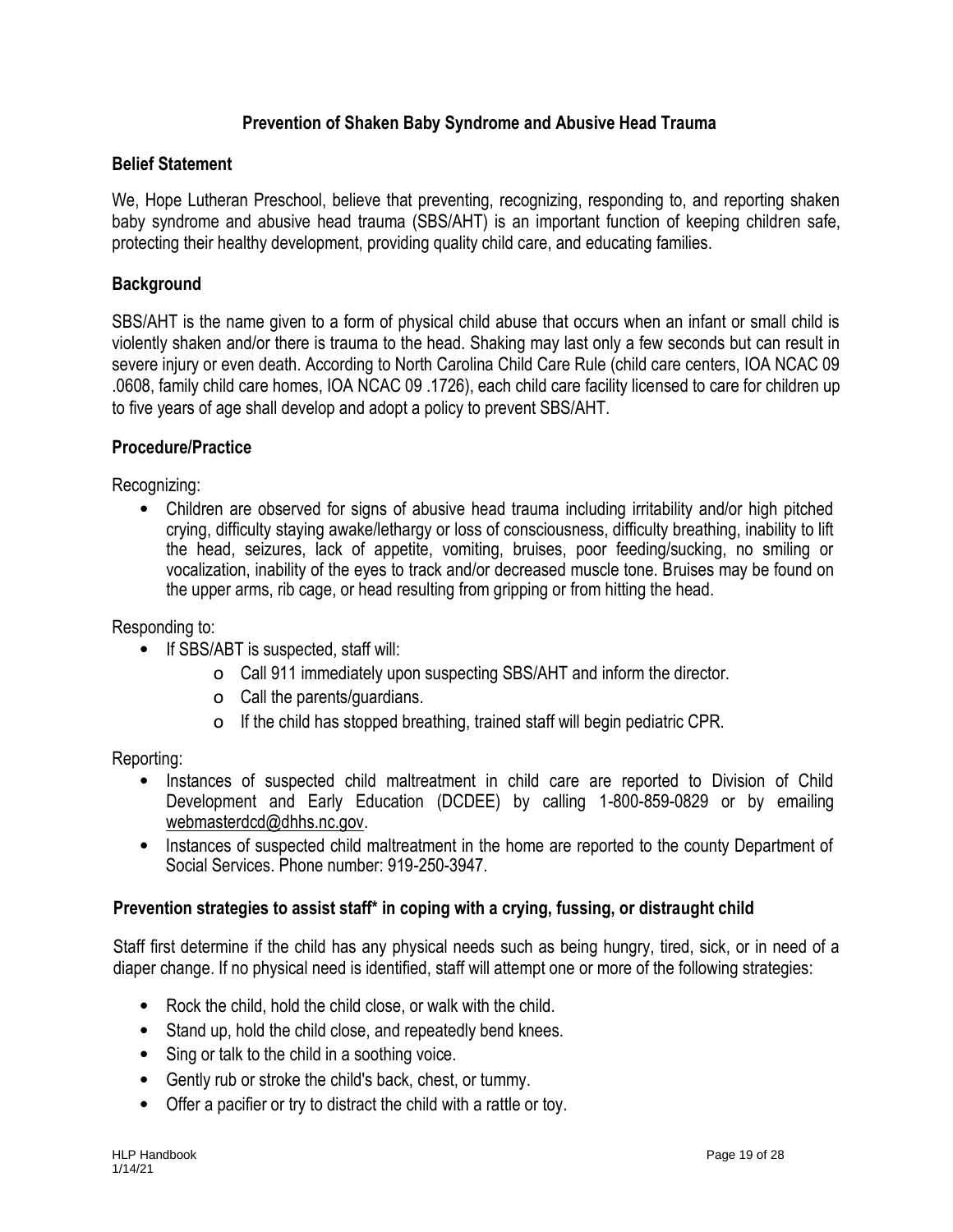## Prevention of Shaken Baby Syndrome and Abusive Head Trauma

### Belief Statement

We, Hope Lutheran Preschool, believe that preventing, recognizing, responding to, and reporting shaken baby syndrome and abusive head trauma (SBS/AHT) is an important function of keeping children safe, protecting their healthy development, providing quality child care, and educating families.

### Background

SBS/AHT is the name given to a form of physical child abuse that occurs when an infant or small child is violently shaken and/or there is trauma to the head. Shaking may last only a few seconds but can result in severe injury or even death. According to North Carolina Child Care Rule (child care centers, IOA NCAC 09 .0608, family child care homes, IOA NCAC 09 .1726), each child care facility licensed to care for children up to five years of age shall develop and adopt a policy to prevent SBS/AHT.

### Procedure/Practice

Recognizing:

- Children are observed for signs of abusive head trauma including irritability and/or high pitched crying, difficulty staying awake/lethargy or loss of consciousness, difficulty breathing, inability to lift the head, seizures, lack of appetite, vomiting, bruises, poor feeding/sucking, no smiling or vocalization, inability of the eyes to track and/or decreased muscle tone. Bruises may be found on the upper arms, rib cage, or head resulting from gripping or from hitting the head.

Responding to:

- If SBS/ABT is suspected, staff will:
  - Call 911 immediately upon suspecting SBS/AHT and inform the director.
  - Call the parents/guardians.
  - If the child has stopped breathing, trained staff will begin pediatric CPR.

Reporting:

- Instances of suspected child maltreatment in child care are reported to Division of Child Development and Early Education (DCDEE) by calling 1-800-859-0829 or by emailing webmasterdcd@dhhs.nc.gov.
- Instances of suspected child maltreatment in the home are reported to the county Department of Social Services. Phone number: 919-250-3947.

### Prevention strategies to assist staff* in coping with a crying, fussing, or distraught child

Staff first determine if the child has any physical needs such as being hungry, tired, sick, or in need of a diaper change. If no physical need is identified, staff will attempt one or more of the following strategies:

- Rock the child, hold the child close, or walk with the child.
- Stand up, hold the child close, and repeatedly bend knees.
- Sing or talk to the child in a soothing voice.
- Gently rub or stroke the child's back, chest, or tummy.
- Offer a pacifier or try to distract the child with a rattle or toy.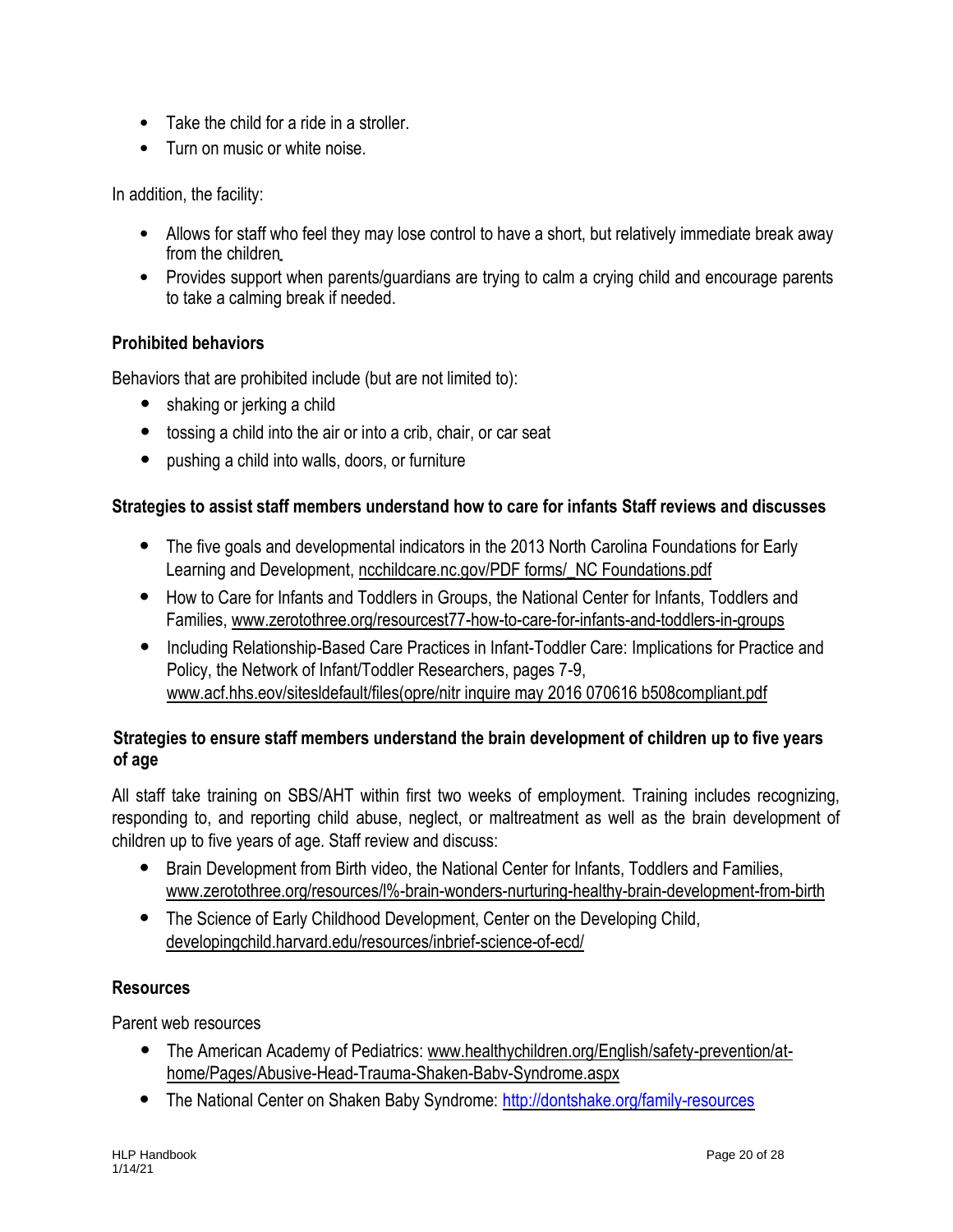- Take the child for a ride in a stroller.
- Turn on music or white noise.

In addition, the facility:

- Allows for staff who feel they may lose control to have a short, but relatively immediate break away from the children.
- Provides support when parents/guardians are trying to calm a crying child and encourage parents to take a calming break if needed.

**Prohibited behaviors**

Behaviors that are prohibited include (but are not limited to):

- shaking or jerking a child
- tossing a child into the air or into a crib, chair, or car seat
- pushing a child into walls, doors, or furniture

**Strategies to assist staff members understand how to care for infants Staff reviews and discusses**

- The five goals and developmental indicators in the 2013 North Carolina Foundations for Early Learning and Development, ncchildcare.nc.gov/PDF forms/_NC Foundations.pdf
- How to Care for Infants and Toddlers in Groups, the National Center for Infants, Toddlers and Families, www.zerotothree.org/resourcest77-how-to-care-for-infants-and-toddlers-in-groups
- Including Relationship-Based Care Practices in Infant-Toddler Care: Implications for Practice and Policy, the Network of Infant/Toddler Researchers, pages 7-9, www.acf.hhs.eov/sitesldefault/files(opre/nitr inquire may 2016 070616 b508compliant.pdf

**Strategies to ensure staff members understand the brain development of children up to five years of age**

All staff take training on SBS/AHT within first two weeks of employment. Training includes recognizing, responding to, and reporting child abuse, neglect, or maltreatment as well as the brain development of children up to five years of age. Staff review and discuss:

- Brain Development from Birth video, the National Center for Infants, Toddlers and Families, www.zerotothree.org/resources/l%-brain-wonders-nurturing-healthy-brain-development-from-birth
- The Science of Early Childhood Development, Center on the Developing Child, developingchild.harvard.edu/resources/inbrief-science-of-ecd/

**Resources**

Parent web resources

- The American Academy of Pediatrics: www.healthychildren.org/English/safety-prevention/at-home/Pages/Abusive-Head-Trauma-Shaken-Babv-Syndrome.aspx
- The National Center on Shaken Baby Syndrome: http://dontshake.org/family-resources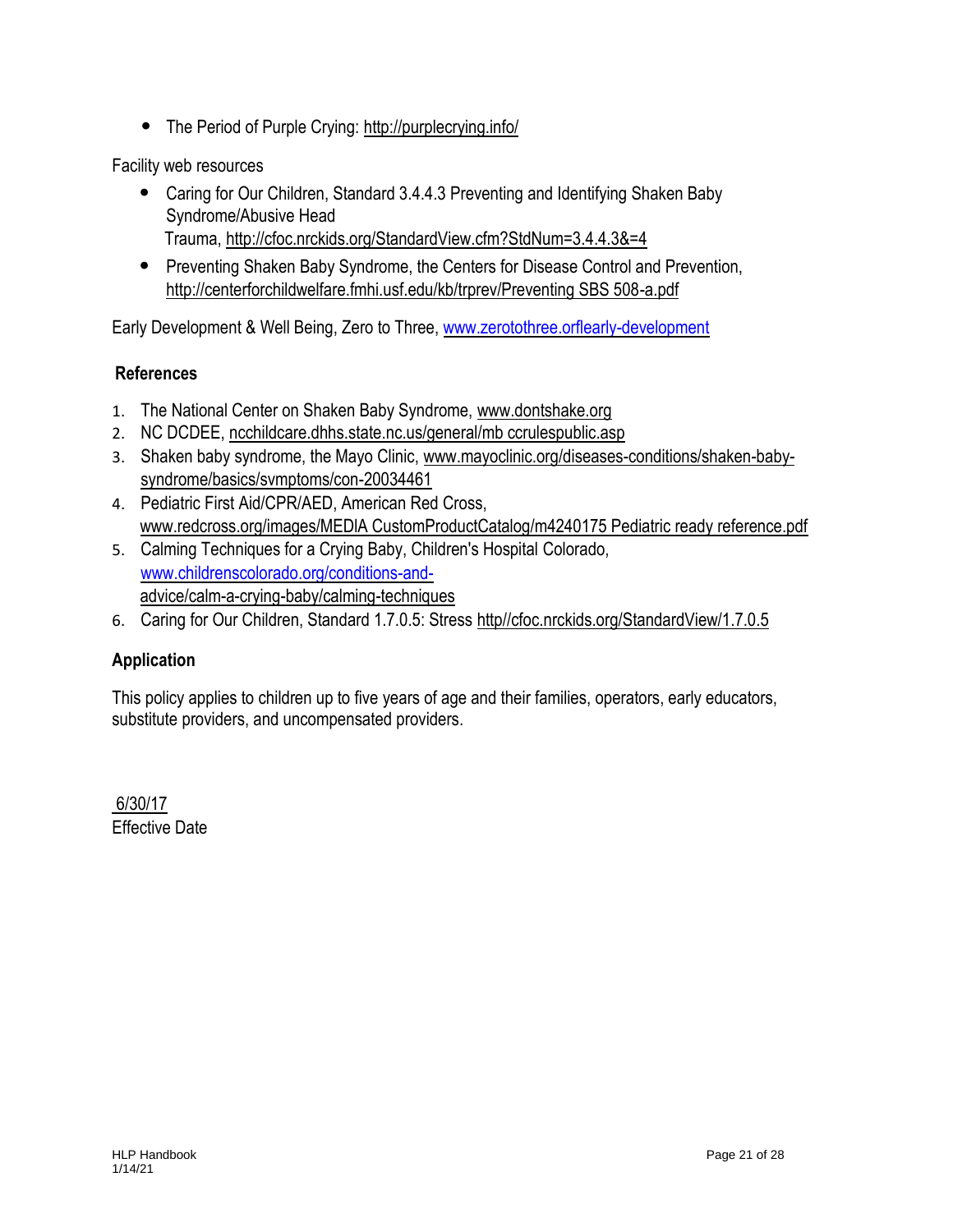- The Period of Purple Crying: http://purplecrying.info/

Facility web resources

- Caring for Our Children, Standard 3.4.4.3 Preventing and Identifying Shaken Baby Syndrome/Abusive Head Trauma, http://cfoc.nrckids.org/StandardView.cfm?StdNum=3.4.4.3&=4
- Preventing Shaken Baby Syndrome, the Centers for Disease Control and Prevention, http://centerforchildwelfare.fmhi.usf.edu/kb/trprev/Preventing SBS 508-a.pdf

Early Development & Well Being, Zero to Three, www.zerotothree.orflearly-development

## References

1. The National Center on Shaken Baby Syndrome, www.dontshake.org
2. NC DCDEE, ncchildcare.dhhs.state.nc.us/general/mb ccrulespublic.asp
3. Shaken baby syndrome, the Mayo Clinic, www.mayoclinic.org/diseases-conditions/shaken-baby-syndrome/basics/svmptoms/con-20034461
4. Pediatric First Aid/CPR/AED, American Red Cross, www.redcross.org/images/MEDlA CustomProductCatalog/m4240175 Pediatric ready reference.pdf
5. Calming Techniques for a Crying Baby, Children's Hospital Colorado, www.childrenscolorado.org/conditions-and-advice/calm-a-crying-baby/calming-techniques
6. Caring for Our Children, Standard 1.7.0.5: Stress http//cfoc.nrckids.org/StandardView/1.7.0.5

## Application

This policy applies to children up to five years of age and their families, operators, early educators, substitute providers, and uncompensated providers.

6/30/17
Effective Date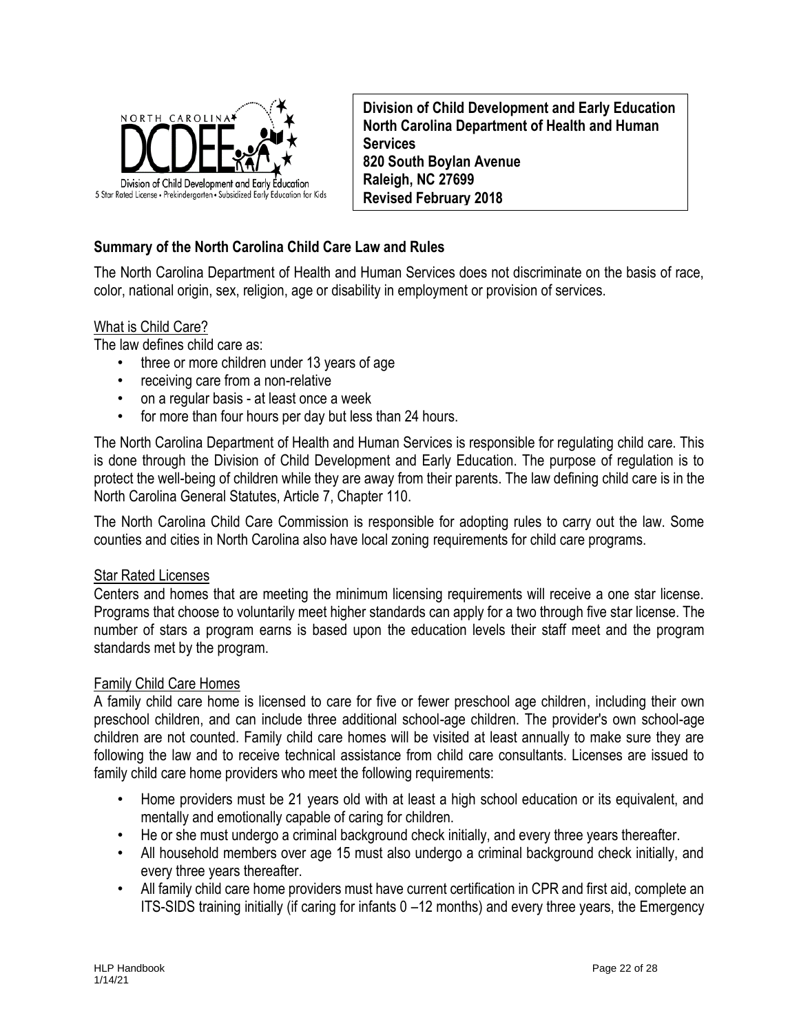**Division of Child Development and Early Education**
**North Carolina Department of Health and Human Services**
**820 South Boylan Avenue**
**Raleigh, NC 27699**
**Revised February 2018**

## Summary of the North Carolina Child Care Law and Rules

The North Carolina Department of Health and Human Services does not discriminate on the basis of race, color, national origin, sex, religion, age or disability in employment or provision of services.

### What is Child Care?

The law defines child care as:

- three or more children under 13 years of age
- receiving care from a non-relative
- on a regular basis - at least once a week
- for more than four hours per day but less than 24 hours.

The North Carolina Department of Health and Human Services is responsible for regulating child care. This is done through the Division of Child Development and Early Education. The purpose of regulation is to protect the well-being of children while they are away from their parents. The law defining child care is in the North Carolina General Statutes, Article 7, Chapter 110.

The North Carolina Child Care Commission is responsible for adopting rules to carry out the law. Some counties and cities in North Carolina also have local zoning requirements for child care programs.

### Star Rated Licenses

Centers and homes that are meeting the minimum licensing requirements will receive a one star license. Programs that choose to voluntarily meet higher standards can apply for a two through five star license. The number of stars a program earns is based upon the education levels their staff meet and the program standards met by the program.

### Family Child Care Homes

A family child care home is licensed to care for five or fewer preschool age children, including their own preschool children, and can include three additional school-age children. The provider's own school-age children are not counted. Family child care homes will be visited at least annually to make sure they are following the law and to receive technical assistance from child care consultants. Licenses are issued to family child care home providers who meet the following requirements:

- Home providers must be 21 years old with at least a high school education or its equivalent, and mentally and emotionally capable of caring for children.
- He or she must undergo a criminal background check initially, and every three years thereafter.
- All household members over age 15 must also undergo a criminal background check initially, and every three years thereafter.
- All family child care home providers must have current certification in CPR and first aid, complete an ITS-SIDS training initially (if caring for infants 0 –12 months) and every three years, the Emergency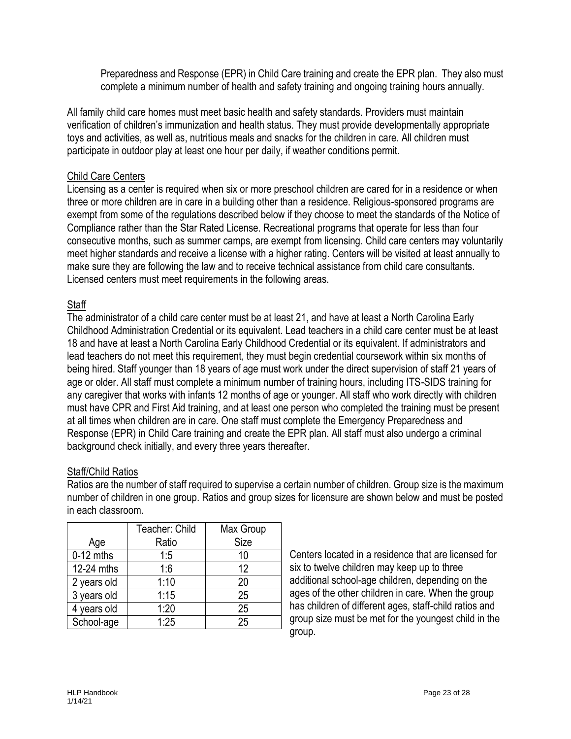Preparedness and Response (EPR) in Child Care training and create the EPR plan. They also must complete a minimum number of health and safety training and ongoing training hours annually.

All family child care homes must meet basic health and safety standards. Providers must maintain verification of children's immunization and health status. They must provide developmentally appropriate toys and activities, as well as, nutritious meals and snacks for the children in care. All children must participate in outdoor play at least one hour per daily, if weather conditions permit.

## Child Care Centers

Licensing as a center is required when six or more preschool children are cared for in a residence or when three or more children are in care in a building other than a residence. Religious-sponsored programs are exempt from some of the regulations described below if they choose to meet the standards of the Notice of Compliance rather than the Star Rated License. Recreational programs that operate for less than four consecutive months, such as summer camps, are exempt from licensing. Child care centers may voluntarily meet higher standards and receive a license with a higher rating. Centers will be visited at least annually to make sure they are following the law and to receive technical assistance from child care consultants. Licensed centers must meet requirements in the following areas.

### Staff

The administrator of a child care center must be at least 21, and have at least a North Carolina Early Childhood Administration Credential or its equivalent. Lead teachers in a child care center must be at least 18 and have at least a North Carolina Early Childhood Credential or its equivalent. If administrators and lead teachers do not meet this requirement, they must begin credential coursework within six months of being hired. Staff younger than 18 years of age must work under the direct supervision of staff 21 years of age or older. All staff must complete a minimum number of training hours, including ITS-SIDS training for any caregiver that works with infants 12 months of age or younger. All staff who work directly with children must have CPR and First Aid training, and at least one person who completed the training must be present at all times when children are in care. One staff must complete the Emergency Preparedness and Response (EPR) in Child Care training and create the EPR plan. All staff must also undergo a criminal background check initially, and every three years thereafter.

### Staff/Child Ratios

Ratios are the number of staff required to supervise a certain number of children. Group size is the maximum number of children in one group. Ratios and group sizes for licensure are shown below and must be posted in each classroom.

| Age | Teacher: Child Ratio | Max Group Size |
|---|---|---|
| 0-12 mths | 1:5 | 10 |
| 12-24 mths | 1:6 | 12 |
| 2 years old | 1:10 | 20 |
| 3 years old | 1:15 | 25 |
| 4 years old | 1:20 | 25 |
| School-age | 1:25 | 25 |

Centers located in a residence that are licensed for six to twelve children may keep up to three additional school-age children, depending on the ages of the other children in care. When the group has children of different ages, staff-child ratios and group size must be met for the youngest child in the group.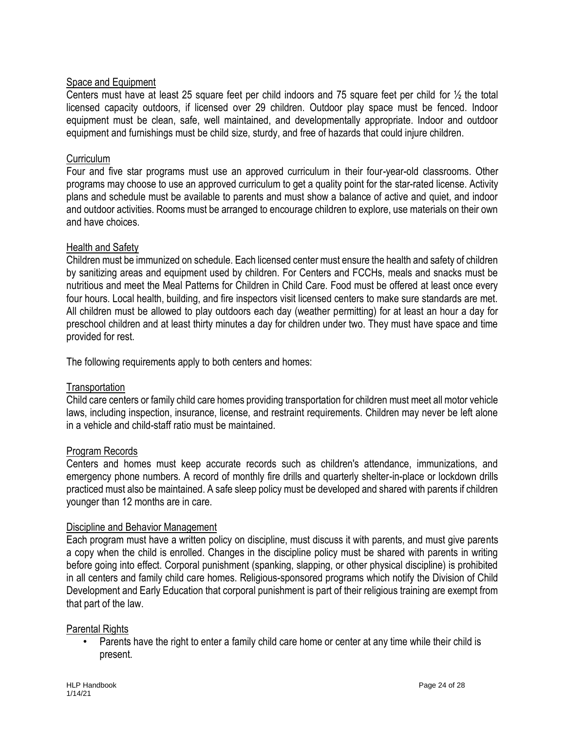### Space and Equipment

Centers must have at least 25 square feet per child indoors and 75 square feet per child for ½ the total licensed capacity outdoors, if licensed over 29 children. Outdoor play space must be fenced. Indoor equipment must be clean, safe, well maintained, and developmentally appropriate. Indoor and outdoor equipment and furnishings must be child size, sturdy, and free of hazards that could injure children.

### Curriculum

Four and five star programs must use an approved curriculum in their four-year-old classrooms. Other programs may choose to use an approved curriculum to get a quality point for the star-rated license. Activity plans and schedule must be available to parents and must show a balance of active and quiet, and indoor and outdoor activities. Rooms must be arranged to encourage children to explore, use materials on their own and have choices.

### Health and Safety

Children must be immunized on schedule. Each licensed center must ensure the health and safety of children by sanitizing areas and equipment used by children. For Centers and FCCHs, meals and snacks must be nutritious and meet the Meal Patterns for Children in Child Care. Food must be offered at least once every four hours. Local health, building, and fire inspectors visit licensed centers to make sure standards are met. All children must be allowed to play outdoors each day (weather permitting) for at least an hour a day for preschool children and at least thirty minutes a day for children under two. They must have space and time provided for rest.

The following requirements apply to both centers and homes:

### Transportation

Child care centers or family child care homes providing transportation for children must meet all motor vehicle laws, including inspection, insurance, license, and restraint requirements. Children may never be left alone in a vehicle and child-staff ratio must be maintained.

### Program Records

Centers and homes must keep accurate records such as children's attendance, immunizations, and emergency phone numbers. A record of monthly fire drills and quarterly shelter-in-place or lockdown drills practiced must also be maintained. A safe sleep policy must be developed and shared with parents if children younger than 12 months are in care.

### Discipline and Behavior Management

Each program must have a written policy on discipline, must discuss it with parents, and must give parents a copy when the child is enrolled. Changes in the discipline policy must be shared with parents in writing before going into effect. Corporal punishment (spanking, slapping, or other physical discipline) is prohibited in all centers and family child care homes. Religious-sponsored programs which notify the Division of Child Development and Early Education that corporal punishment is part of their religious training are exempt from that part of the law.

### Parental Rights

- Parents have the right to enter a family child care home or center at any time while their child is present.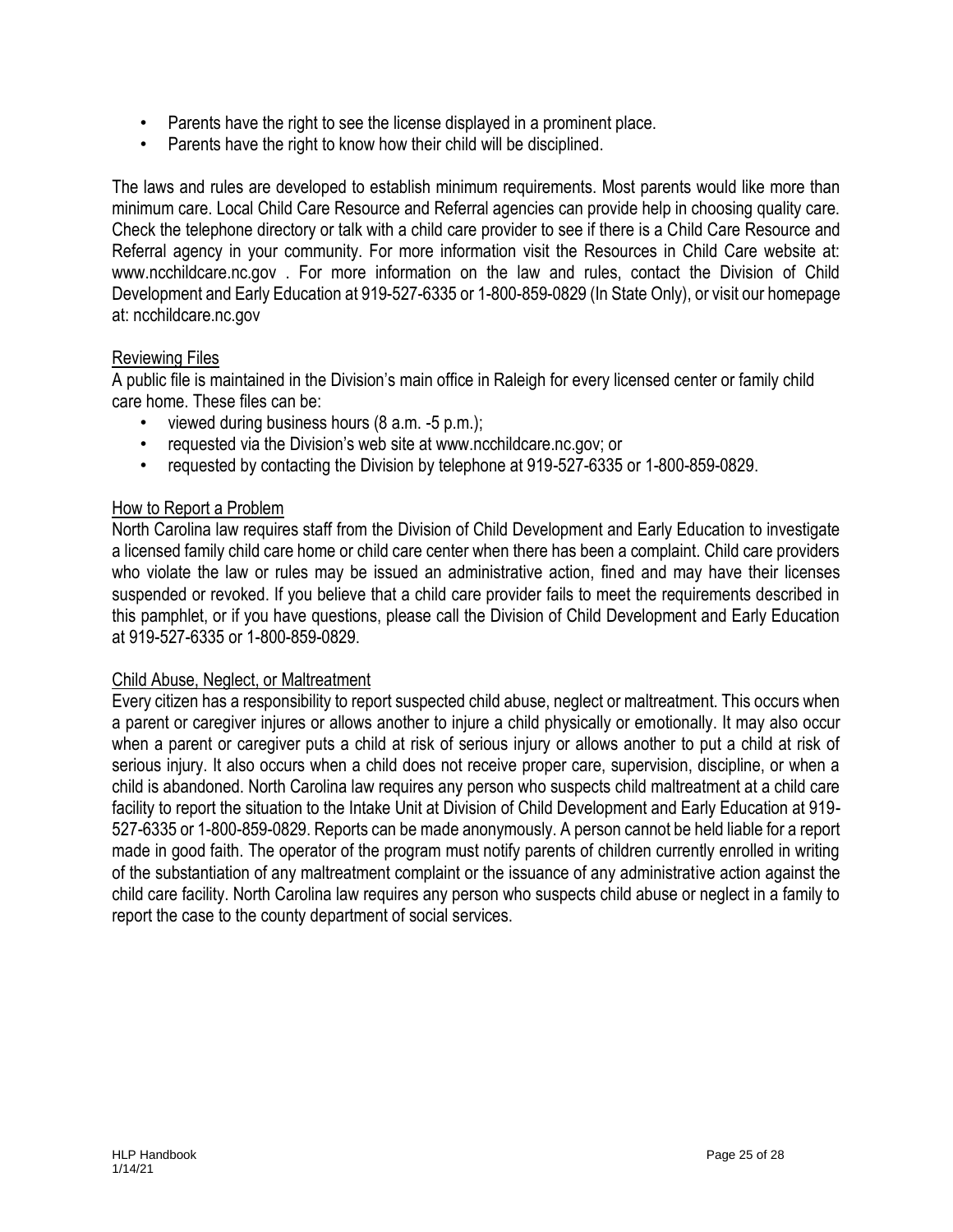- Parents have the right to see the license displayed in a prominent place.
- Parents have the right to know how their child will be disciplined.

The laws and rules are developed to establish minimum requirements. Most parents would like more than minimum care. Local Child Care Resource and Referral agencies can provide help in choosing quality care. Check the telephone directory or talk with a child care provider to see if there is a Child Care Resource and Referral agency in your community. For more information visit the Resources in Child Care website at: www.ncchildcare.nc.gov . For more information on the law and rules, contact the Division of Child Development and Early Education at 919-527-6335 or 1-800-859-0829 (In State Only), or visit our homepage at: ncchildcare.nc.gov

## Reviewing Files

A public file is maintained in the Division's main office in Raleigh for every licensed center or family child care home. These files can be:

- viewed during business hours (8 a.m. -5 p.m.);
- requested via the Division's web site at www.ncchildcare.nc.gov; or
- requested by contacting the Division by telephone at 919-527-6335 or 1-800-859-0829.

## How to Report a Problem

North Carolina law requires staff from the Division of Child Development and Early Education to investigate a licensed family child care home or child care center when there has been a complaint. Child care providers who violate the law or rules may be issued an administrative action, fined and may have their licenses suspended or revoked. If you believe that a child care provider fails to meet the requirements described in this pamphlet, or if you have questions, please call the Division of Child Development and Early Education at 919-527-6335 or 1-800-859-0829.

## Child Abuse, Neglect, or Maltreatment

Every citizen has a responsibility to report suspected child abuse, neglect or maltreatment. This occurs when a parent or caregiver injures or allows another to injure a child physically or emotionally. It may also occur when a parent or caregiver puts a child at risk of serious injury or allows another to put a child at risk of serious injury. It also occurs when a child does not receive proper care, supervision, discipline, or when a child is abandoned. North Carolina law requires any person who suspects child maltreatment at a child care facility to report the situation to the Intake Unit at Division of Child Development and Early Education at 919-527-6335 or 1-800-859-0829. Reports can be made anonymously. A person cannot be held liable for a report made in good faith. The operator of the program must notify parents of children currently enrolled in writing of the substantiation of any maltreatment complaint or the issuance of any administrative action against the child care facility. North Carolina law requires any person who suspects child abuse or neglect in a family to report the case to the county department of social services.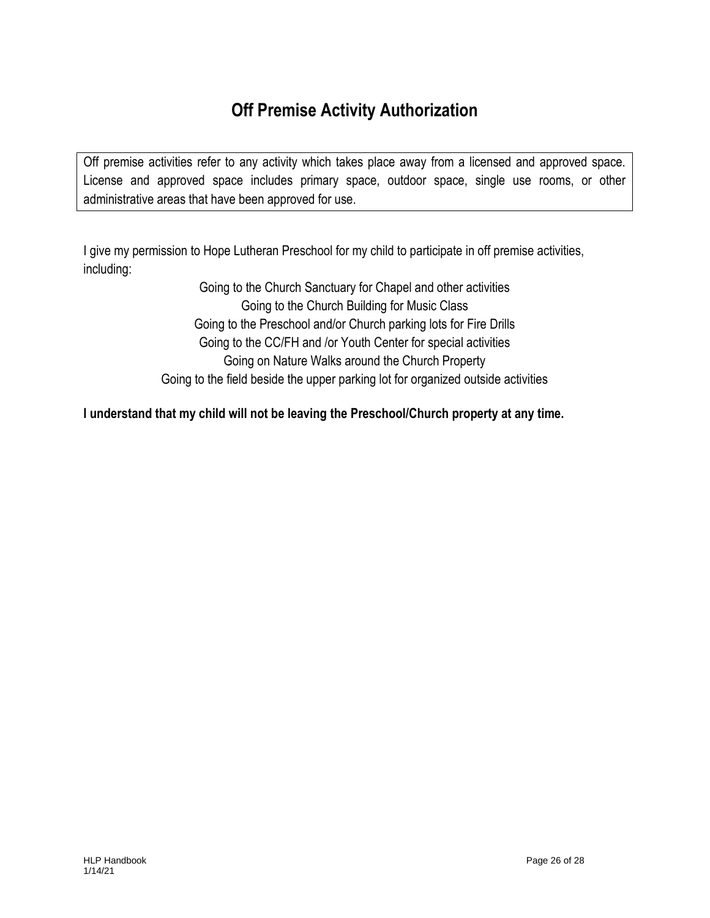# Off Premise Activity Authorization

Off premise activities refer to any activity which takes place away from a licensed and approved space. License and approved space includes primary space, outdoor space, single use rooms, or other administrative areas that have been approved for use.

I give my permission to Hope Lutheran Preschool for my child to participate in off premise activities, including:

Going to the Church Sanctuary for Chapel and other activities
Going to the Church Building for Music Class
Going to the Preschool and/or Church parking lots for Fire Drills
Going to the CC/FH and /or Youth Center for special activities
Going on Nature Walks around the Church Property
Going to the field beside the upper parking lot for organized outside activities

**I understand that my child will not be leaving the Preschool/Church property at any time.**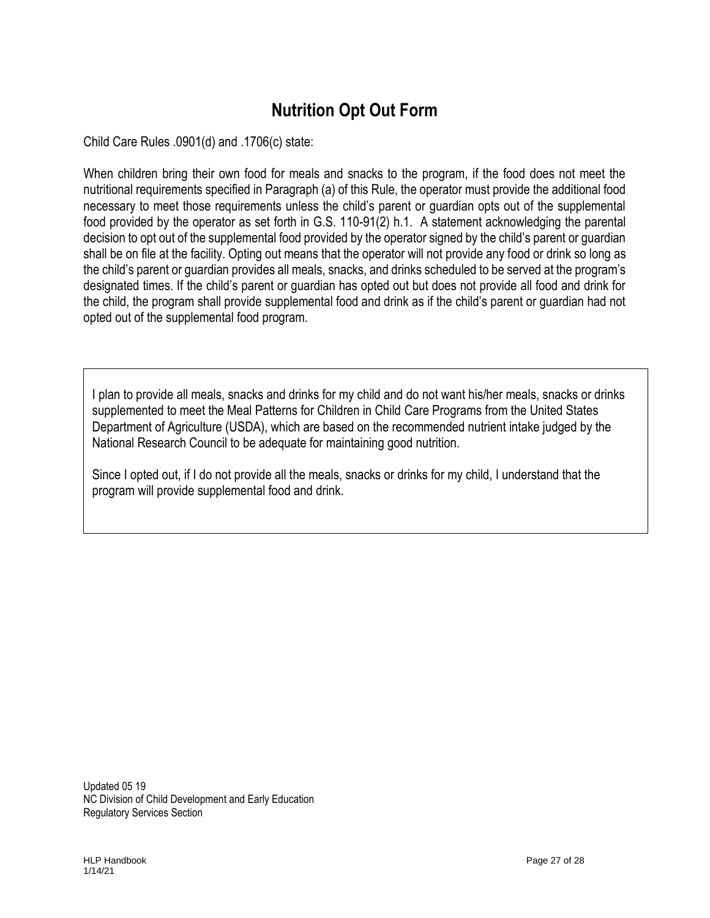# Nutrition Opt Out Form

Child Care Rules .0901(d) and .1706(c) state:

When children bring their own food for meals and snacks to the program, if the food does not meet the nutritional requirements specified in Paragraph (a) of this Rule, the operator must provide the additional food necessary to meet those requirements unless the child's parent or guardian opts out of the supplemental food provided by the operator as set forth in G.S. 110-91(2) h.1. A statement acknowledging the parental decision to opt out of the supplemental food provided by the operator signed by the child's parent or guardian shall be on file at the facility. Opting out means that the operator will not provide any food or drink so long as the child's parent or guardian provides all meals, snacks, and drinks scheduled to be served at the program's designated times. If the child's parent or guardian has opted out but does not provide all food and drink for the child, the program shall provide supplemental food and drink as if the child's parent or guardian had not opted out of the supplemental food program.

I plan to provide all meals, snacks and drinks for my child and do not want his/her meals, snacks or drinks supplemented to meet the Meal Patterns for Children in Child Care Programs from the United States Department of Agriculture (USDA), which are based on the recommended nutrient intake judged by the National Research Council to be adequate for maintaining good nutrition.

Since I opted out, if I do not provide all the meals, snacks or drinks for my child, I understand that the program will provide supplemental food and drink.

Updated 05 19
NC Division of Child Development and Early Education
Regulatory Services Section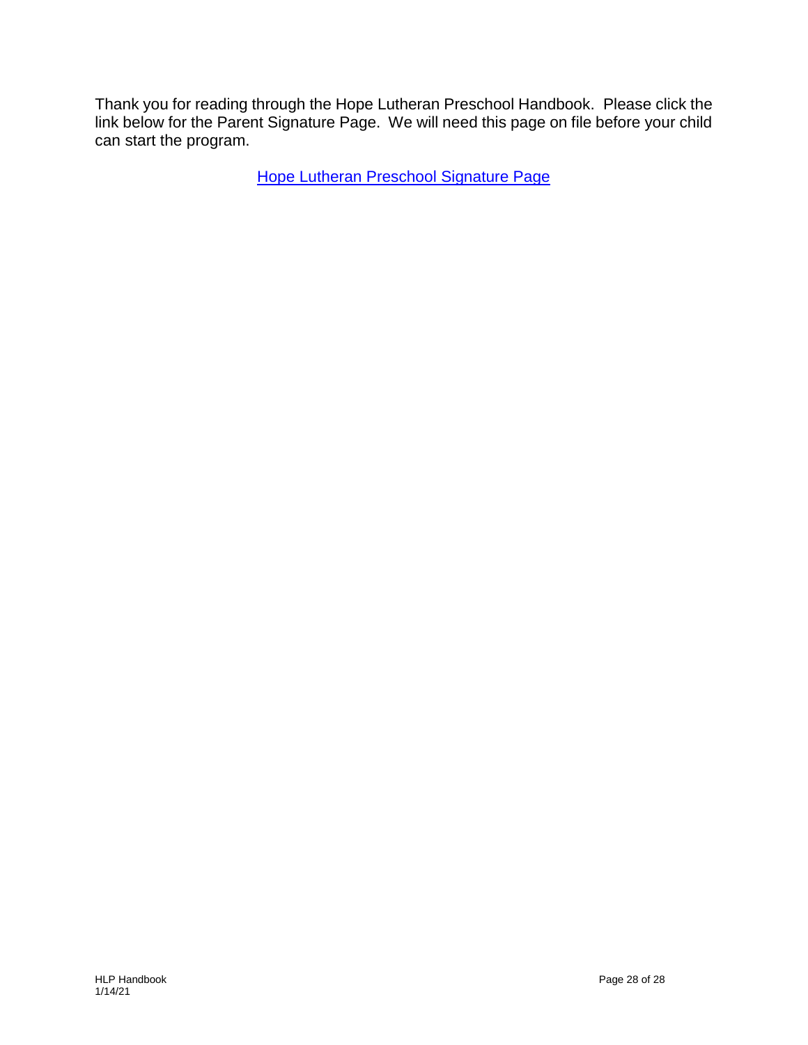Thank you for reading through the Hope Lutheran Preschool Handbook. Please click the link below for the Parent Signature Page. We will need this page on file before your child can start the program.

Hope Lutheran Preschool Signature Page